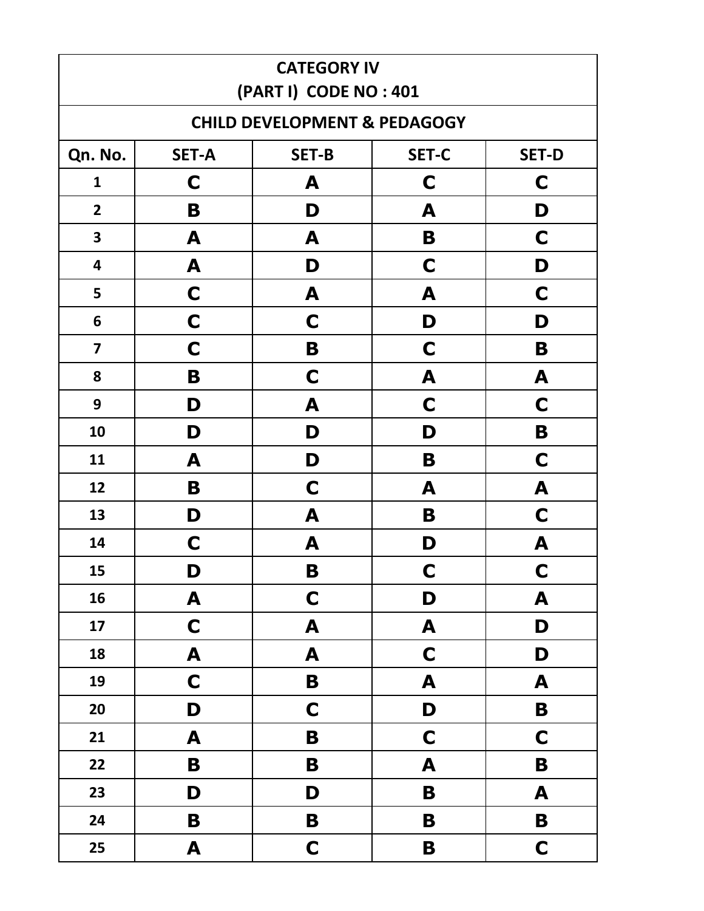| CATEGORY IV<br>(PART I) CODE NO : 401 | | | | |
|---|---|---|---|---|
| CHILD DEVELOPMENT & PEDAGOGY | | | | |
| Qn. No. | SET-A | SET-B | SET-C | SET-D |
| 1 | C | A | C | C |
| 2 | B | D | A | D |
| 3 | A | A | B | C |
| 4 | A | D | C | D |
| 5 | C | A | A | C |
| 6 | C | C | D | D |
| 7 | C | B | C | B |
| 8 | B | C | A | A |
| 9 | D | A | C | C |
| 10 | D | D | D | B |
| 11 | A | D | B | C |
| 12 | B | C | A | A |
| 13 | D | A | B | C |
| 14 | C | A | D | A |
| 15 | D | B | C | C |
| 16 | A | C | D | A |
| 17 | C | A | A | D |
| 18 | A | A | C | D |
| 19 | C | B | A | A |
| 20 | D | C | D | B |
| 21 | A | B | C | C |
| 22 | B | B | A | B |
| 23 | D | D | B | A |
| 24 | B | B | B | B |
| 25 | A | C | B | C |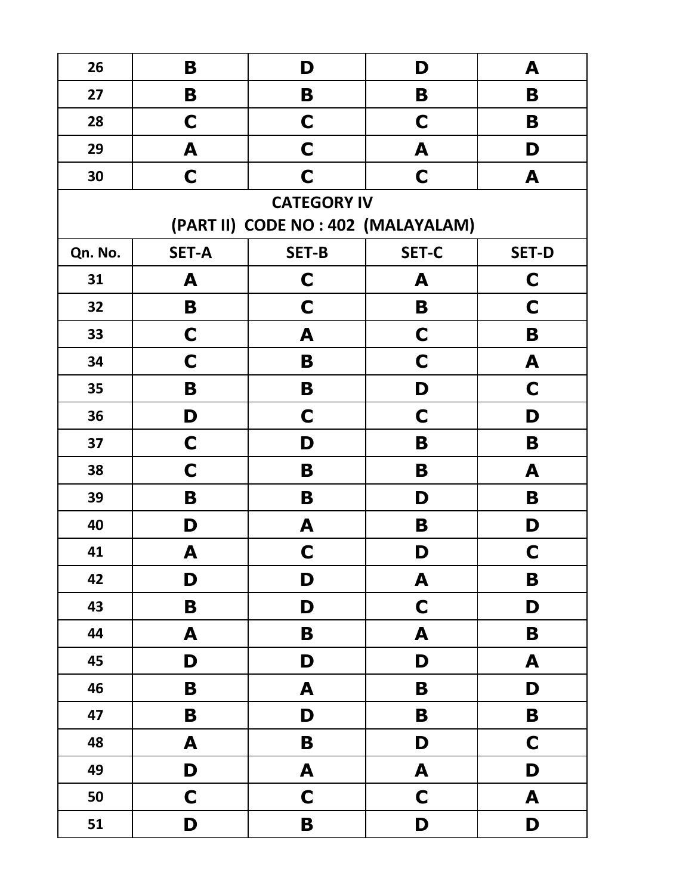| | | | | |
|---|---|---|---|---|
| 26 | B | D | D | A |
| 27 | B | B | B | B |
| 28 | C | C | C | B |
| 29 | A | C | A | D |
| 30 | C | C | C | A |
| **CATEGORY IV<br>(PART II) CODE NO : 402 (MALAYALAM)** | | | | |
| **Qn. No.** | **SET-A** | **SET-B** | **SET-C** | **SET-D** |
| 31 | A | C | A | C |
| 32 | B | C | B | C |
| 33 | C | A | C | B |
| 34 | C | B | C | A |
| 35 | B | B | D | C |
| 36 | D | C | C | D |
| 37 | C | D | B | B |
| 38 | C | B | B | A |
| 39 | B | B | D | B |
| 40 | D | A | B | D |
| 41 | A | C | D | C |
| 42 | D | D | A | B |
| 43 | B | D | C | D |
| 44 | A | B | A | B |
| 45 | D | D | D | A |
| 46 | B | A | B | D |
| 47 | B | D | B | B |
| 48 | A | B | D | C |
| 49 | D | A | A | D |
| 50 | C | C | C | A |
| 51 | D | B | D | D |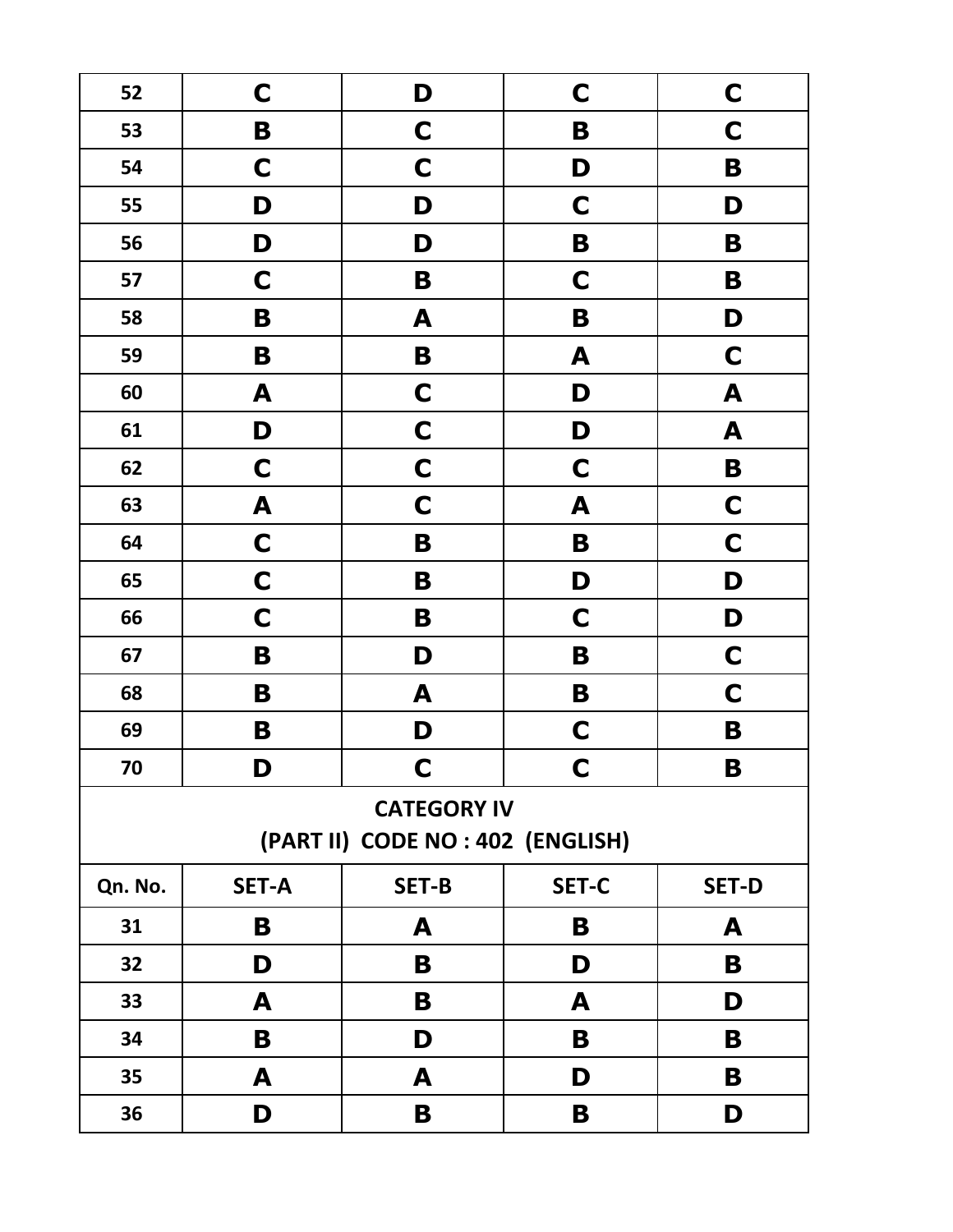| | | | | |
|---|---|---|---|---|
| 52 | C | D | C | C |
| 53 | B | C | B | C |
| 54 | C | C | D | B |
| 55 | D | D | C | D |
| 56 | D | D | B | B |
| 57 | C | B | C | B |
| 58 | B | A | B | D |
| 59 | B | B | A | C |
| 60 | A | C | D | A |
| 61 | D | C | D | A |
| 62 | C | C | C | B |
| 63 | A | C | A | C |
| 64 | C | B | B | C |
| 65 | C | B | D | D |
| 66 | C | B | C | D |
| 67 | B | D | B | C |
| 68 | B | A | B | C |
| 69 | B | D | C | B |
| 70 | D | C | C | B |

**CATEGORY IV**

**(PART II) CODE NO : 402 (ENGLISH)**

| Qn. No. | SET-A | SET-B | SET-C | SET-D |
|---|---|---|---|---|
| 31 | B | A | B | A |
| 32 | D | B | D | B |
| 33 | A | B | A | D |
| 34 | B | D | B | B |
| 35 | A | A | D | B |
| 36 | D | B | B | D |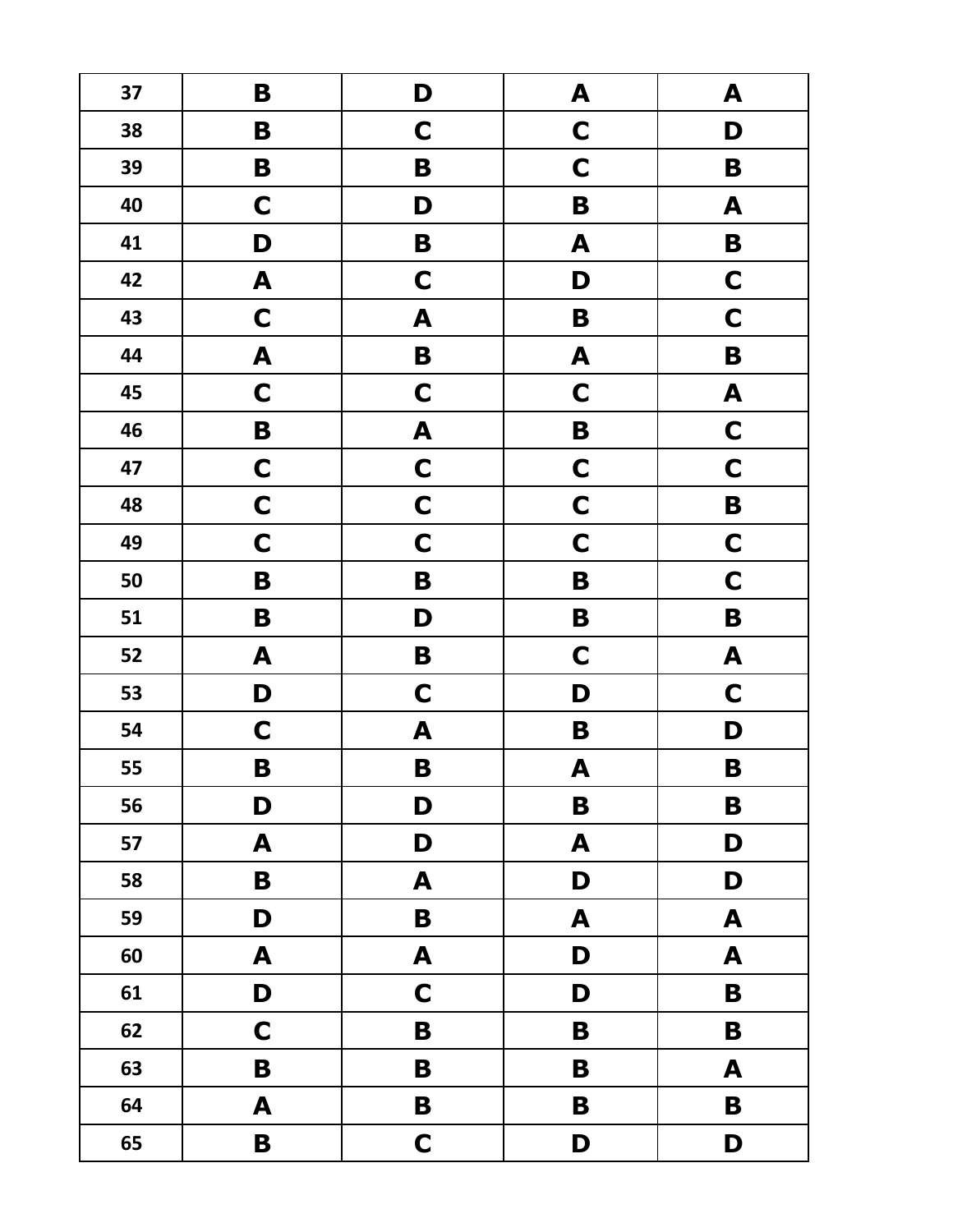| 37 | B | D | A | A |
|---|---|---|---|---|
| 38 | B | C | C | D |
| 39 | B | B | C | B |
| 40 | C | D | B | A |
| 41 | D | B | A | B |
| 42 | A | C | D | C |
| 43 | C | A | B | C |
| 44 | A | B | A | B |
| 45 | C | C | C | A |
| 46 | B | A | B | C |
| 47 | C | C | C | C |
| 48 | C | C | C | B |
| 49 | C | C | C | C |
| 50 | B | B | B | C |
| 51 | B | D | B | B |
| 52 | A | B | C | A |
| 53 | D | C | D | C |
| 54 | C | A | B | D |
| 55 | B | B | A | B |
| 56 | D | D | B | B |
| 57 | A | D | A | D |
| 58 | B | A | D | D |
| 59 | D | B | A | A |
| 60 | A | A | D | A |
| 61 | D | C | D | B |
| 62 | C | B | B | B |
| 63 | B | B | B | A |
| 64 | A | B | B | B |
| 65 | B | C | D | D |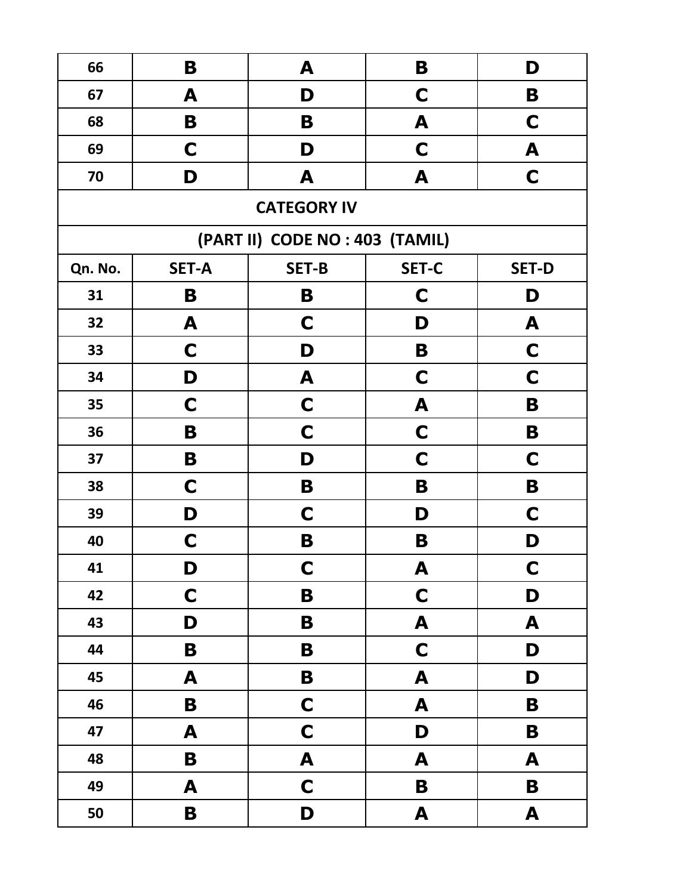| | | | | |
|---|---|---|---|---|
| 66 | B | A | B | D |
| 67 | A | D | C | B |
| 68 | B | B | A | C |
| 69 | C | D | C | A |
| 70 | D | A | A | C |

**CATEGORY IV**

**(PART II) CODE NO : 403 (TAMIL)**

| Qn. No. | SET-A | SET-B | SET-C | SET-D |
|---|---|---|---|---|
| 31 | B | B | C | D |
| 32 | A | C | D | A |
| 33 | C | D | B | C |
| 34 | D | A | C | C |
| 35 | C | C | A | B |
| 36 | B | C | C | B |
| 37 | B | D | C | C |
| 38 | C | B | B | B |
| 39 | D | C | D | C |
| 40 | C | B | B | D |
| 41 | D | C | A | C |
| 42 | C | B | C | D |
| 43 | D | B | A | A |
| 44 | B | B | C | D |
| 45 | A | B | A | D |
| 46 | B | C | A | B |
| 47 | A | C | D | B |
| 48 | B | A | A | A |
| 49 | A | C | B | B |
| 50 | B | D | A | A |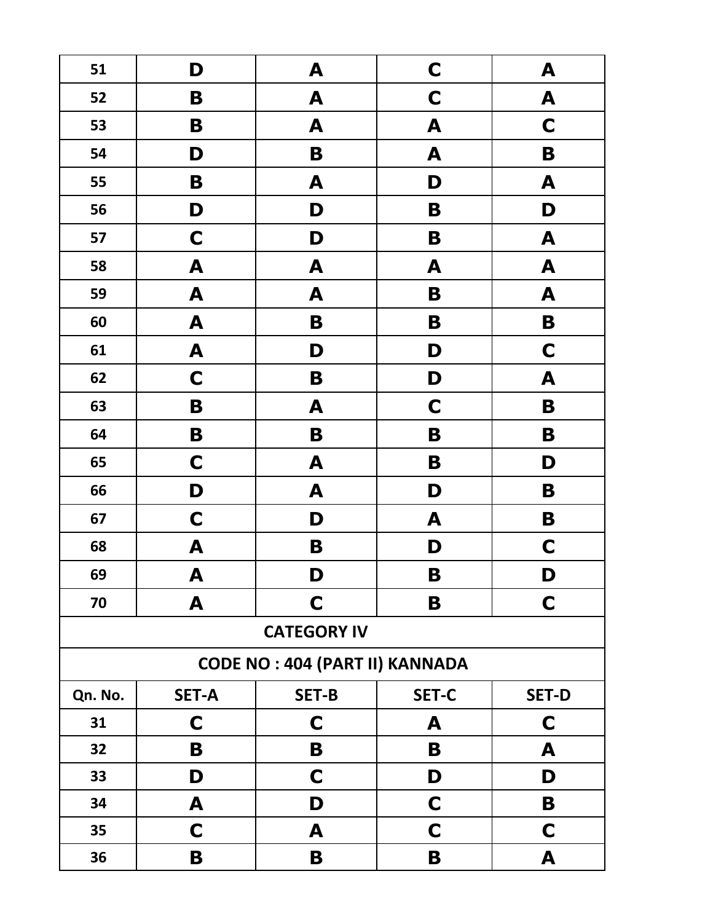| | | | | |
|---|---|---|---|---|
| 51 | D | A | C | A |
| 52 | B | A | C | A |
| 53 | B | A | A | C |
| 54 | D | B | A | B |
| 55 | B | A | D | A |
| 56 | D | D | B | D |
| 57 | C | D | B | A |
| 58 | A | A | A | A |
| 59 | A | A | B | A |
| 60 | A | B | B | B |
| 61 | A | D | D | C |
| 62 | C | B | D | A |
| 63 | B | A | C | B |
| 64 | B | B | B | B |
| 65 | C | A | B | D |
| 66 | D | A | D | B |
| 67 | C | D | A | B |
| 68 | A | B | D | C |
| 69 | A | D | B | D |
| 70 | A | C | B | C |

**CATEGORY IV**

**CODE NO : 404 (PART II) KANNADA**

| Qn. No. | SET-A | SET-B | SET-C | SET-D |
|---|---|---|---|---|
| 31 | C | C | A | C |
| 32 | B | B | B | A |
| 33 | D | C | D | D |
| 34 | A | D | C | B |
| 35 | C | A | C | C |
| 36 | B | B | B | A |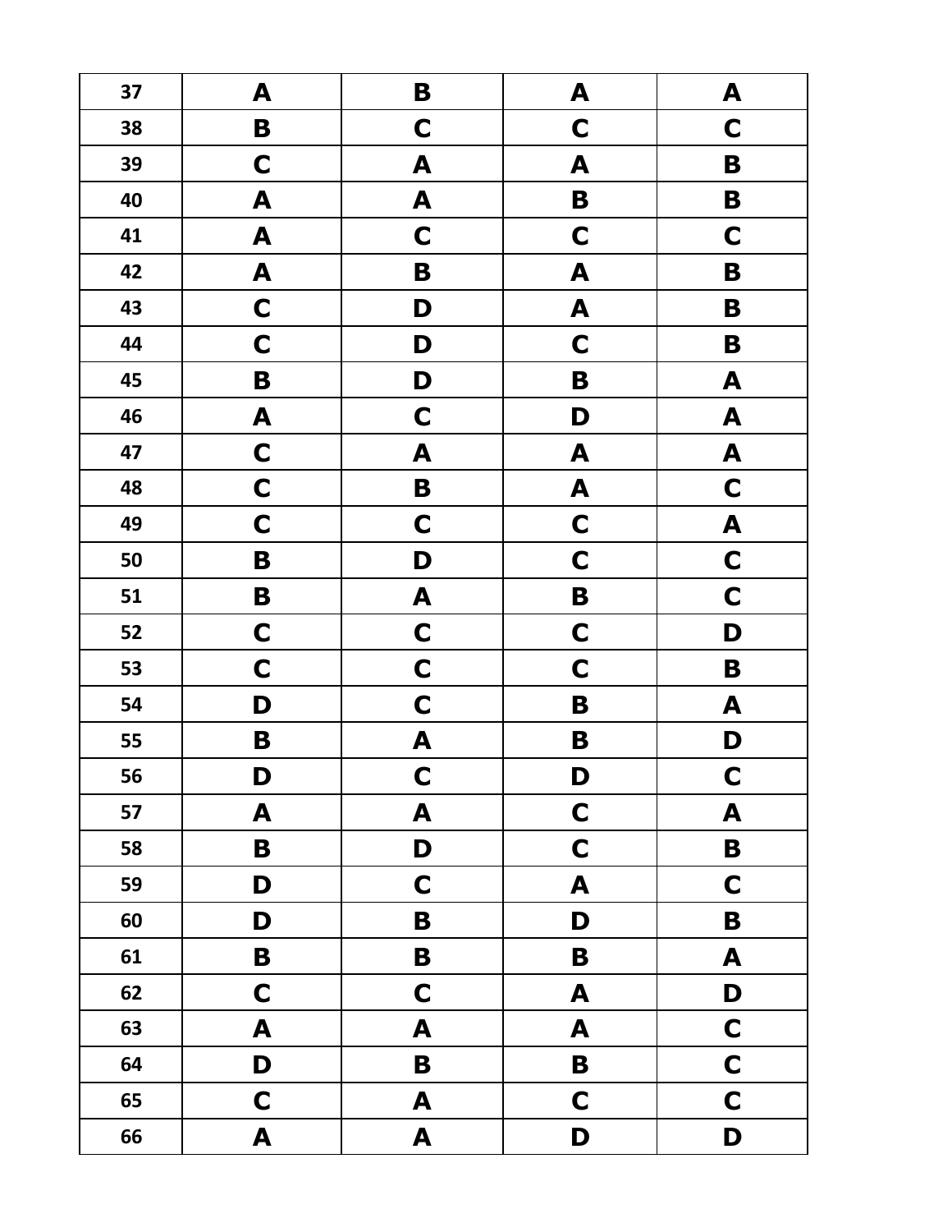| 37 | A | B | A | A |
|---|---|---|---|---|
| 38 | B | C | C | C |
| 39 | C | A | A | B |
| 40 | A | A | B | B |
| 41 | A | C | C | C |
| 42 | A | B | A | B |
| 43 | C | D | A | B |
| 44 | C | D | C | B |
| 45 | B | D | B | A |
| 46 | A | C | D | A |
| 47 | C | A | A | A |
| 48 | C | B | A | C |
| 49 | C | C | C | A |
| 50 | B | D | C | C |
| 51 | B | A | B | C |
| 52 | C | C | C | D |
| 53 | C | C | C | B |
| 54 | D | C | B | A |
| 55 | B | A | B | D |
| 56 | D | C | D | C |
| 57 | A | A | C | A |
| 58 | B | D | C | B |
| 59 | D | C | A | C |
| 60 | D | B | D | B |
| 61 | B | B | B | A |
| 62 | C | C | A | D |
| 63 | A | A | A | C |
| 64 | D | B | B | C |
| 65 | C | A | C | C |
| 66 | A | A | D | D |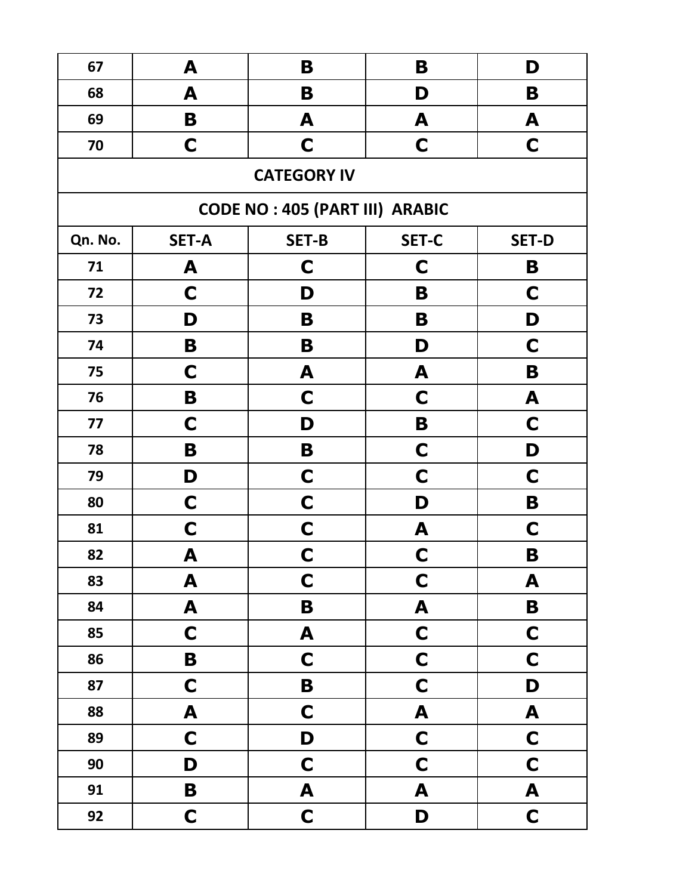| 67 | A | B | B | D |
|---|---|---|---|---|
| 68 | A | B | D | B |
| 69 | B | A | A | A |
| 70 | C | C | C | C |

**CATEGORY IV**

**CODE NO : 405 (PART III) ARABIC**

| Qn. No. | SET-A | SET-B | SET-C | SET-D |
|---|---|---|---|---|
| 71 | A | C | C | B |
| 72 | C | D | B | C |
| 73 | D | B | B | D |
| 74 | B | B | D | C |
| 75 | C | A | A | B |
| 76 | B | C | C | A |
| 77 | C | D | B | C |
| 78 | B | B | C | D |
| 79 | D | C | C | C |
| 80 | C | C | D | B |
| 81 | C | C | A | C |
| 82 | A | C | C | B |
| 83 | A | C | C | A |
| 84 | A | B | A | B |
| 85 | C | A | C | C |
| 86 | B | C | C | C |
| 87 | C | B | C | D |
| 88 | A | C | A | A |
| 89 | C | D | C | C |
| 90 | D | C | C | C |
| 91 | B | A | A | A |
| 92 | C | C | D | C |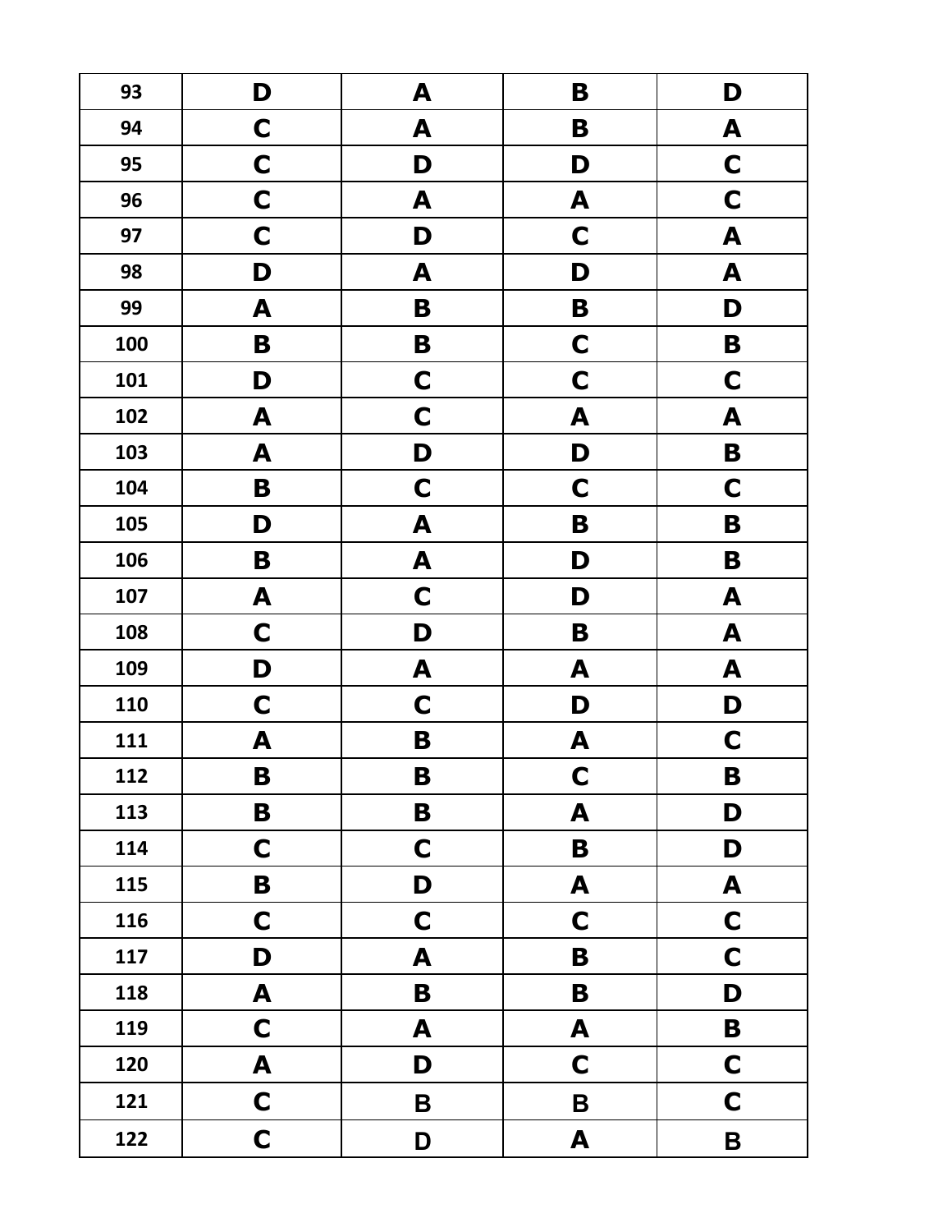| 93 | D | A | B | D |
|---|---|---|---|---|
| 94 | C | A | B | A |
| 95 | C | D | D | C |
| 96 | C | A | A | C |
| 97 | C | D | C | A |
| 98 | D | A | D | A |
| 99 | A | B | B | D |
| 100 | B | B | C | B |
| 101 | D | C | C | C |
| 102 | A | C | A | A |
| 103 | A | D | D | B |
| 104 | B | C | C | C |
| 105 | D | A | B | B |
| 106 | B | A | D | B |
| 107 | A | C | D | A |
| 108 | C | D | B | A |
| 109 | D | A | A | A |
| 110 | C | C | D | D |
| 111 | A | B | A | C |
| 112 | B | B | C | B |
| 113 | B | B | A | D |
| 114 | C | C | B | D |
| 115 | B | D | A | A |
| 116 | C | C | C | C |
| 117 | D | A | B | C |
| 118 | A | B | B | D |
| 119 | C | A | A | B |
| 120 | A | D | C | C |
| 121 | C | B | B | C |
| 122 | C | D | A | B |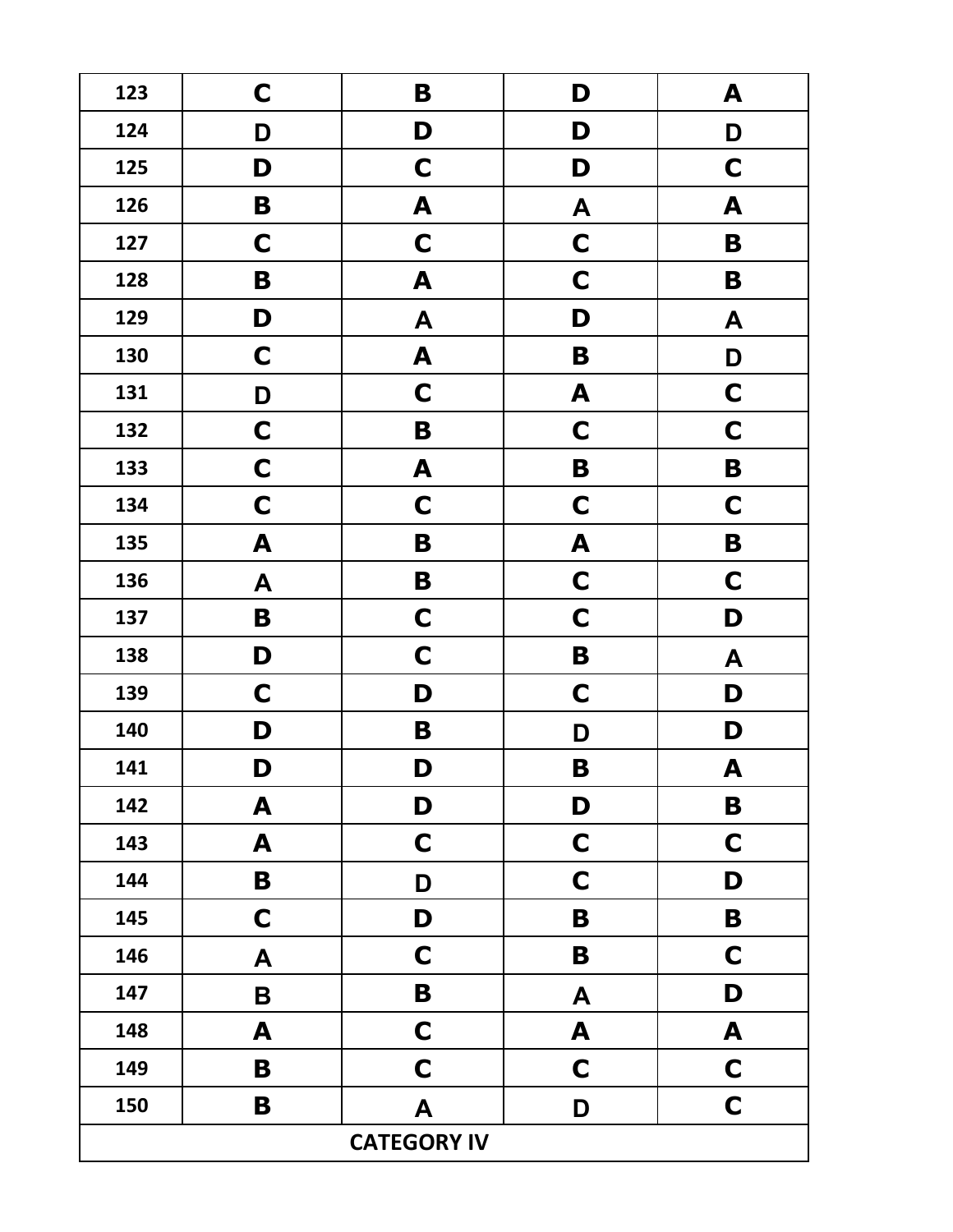| 123 | C | B | D | A |
|---|---|---|---|---|
| 124 | D | D | D | D |
| 125 | D | C | D | C |
| 126 | B | A | A | A |
| 127 | C | C | C | B |
| 128 | B | A | C | B |
| 129 | D | A | D | A |
| 130 | C | A | B | D |
| 131 | D | C | A | C |
| 132 | C | B | C | C |
| 133 | C | A | B | B |
| 134 | C | C | C | C |
| 135 | A | B | A | B |
| 136 | A | B | C | C |
| 137 | B | C | C | D |
| 138 | D | C | B | A |
| 139 | C | D | C | D |
| 140 | D | B | D | D |
| 141 | D | D | B | A |
| 142 | A | D | D | B |
| 143 | A | C | C | C |
| 144 | B | D | C | D |
| 145 | C | D | B | B |
| 146 | A | C | B | C |
| 147 | B | B | A | D |
| 148 | A | C | A | A |
| 149 | B | C | C | C |
| 150 | B | A | D | C |

**CATEGORY IV**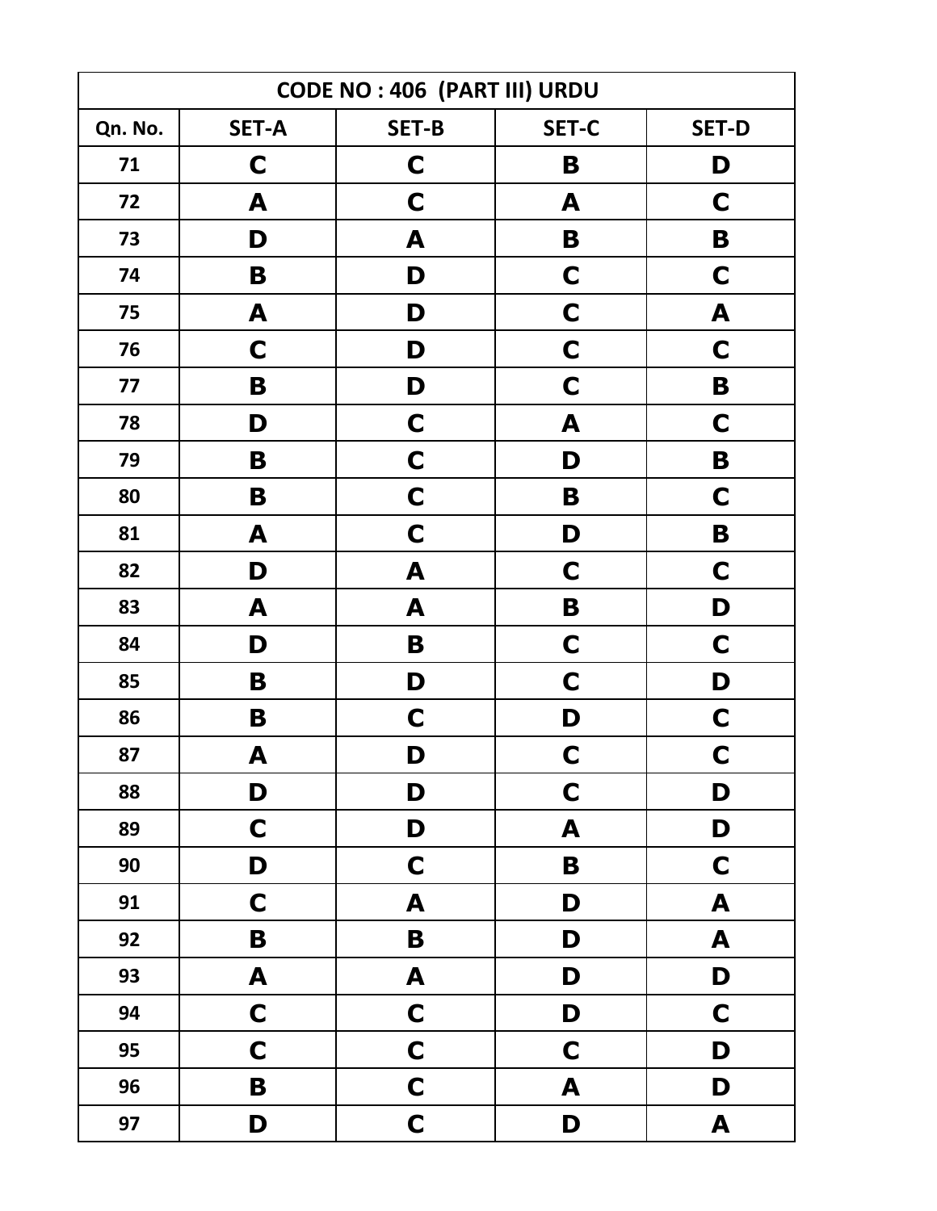| CODE NO : 406 (PART III) URDU | | | | |
|---|---|---|---|---|
| Qn. No. | SET-A | SET-B | SET-C | SET-D |
| 71 | C | C | B | D |
| 72 | A | C | A | C |
| 73 | D | A | B | B |
| 74 | B | D | C | C |
| 75 | A | D | C | A |
| 76 | C | D | C | C |
| 77 | B | D | C | B |
| 78 | D | C | A | C |
| 79 | B | C | D | B |
| 80 | B | C | B | C |
| 81 | A | C | D | B |
| 82 | D | A | C | C |
| 83 | A | A | B | D |
| 84 | D | B | C | C |
| 85 | B | D | C | D |
| 86 | B | C | D | C |
| 87 | A | D | C | C |
| 88 | D | D | C | D |
| 89 | C | D | A | D |
| 90 | D | C | B | C |
| 91 | C | A | D | A |
| 92 | B | B | D | A |
| 93 | A | A | D | D |
| 94 | C | C | D | C |
| 95 | C | C | C | D |
| 96 | B | C | A | D |
| 97 | D | C | D | A |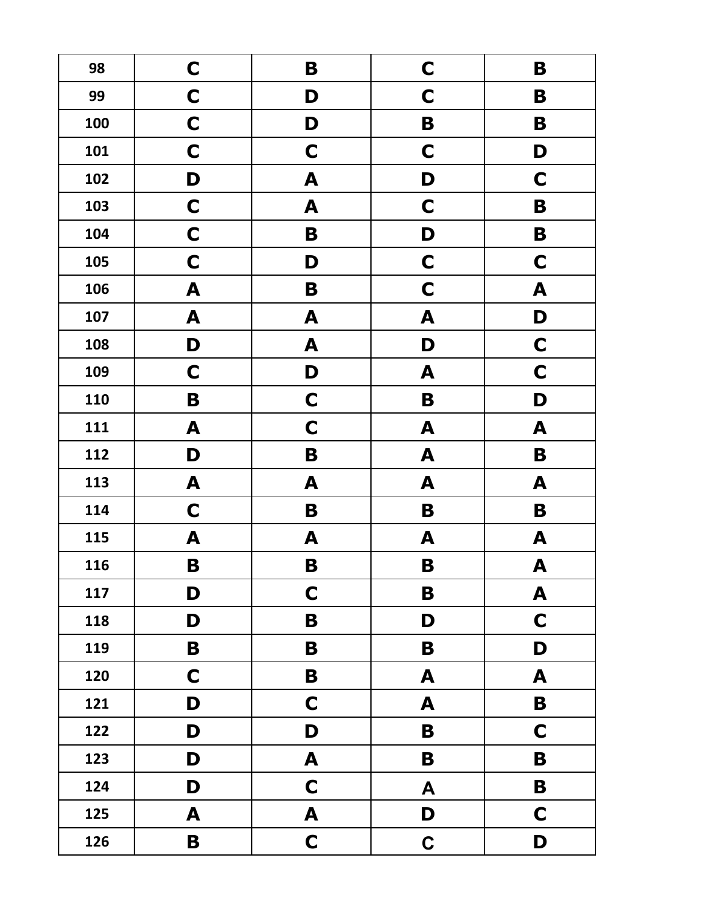| 98 | C | B | C | B |
|---|---|---|---|---|
| 99 | C | D | C | B |
| 100 | C | D | B | B |
| 101 | C | C | C | D |
| 102 | D | A | D | C |
| 103 | C | A | C | B |
| 104 | C | B | D | B |
| 105 | C | D | C | C |
| 106 | A | B | C | A |
| 107 | A | A | A | D |
| 108 | D | A | D | C |
| 109 | C | D | A | C |
| 110 | B | C | B | D |
| 111 | A | C | A | A |
| 112 | D | B | A | B |
| 113 | A | A | A | A |
| 114 | C | B | B | B |
| 115 | A | A | A | A |
| 116 | B | B | B | A |
| 117 | D | C | B | A |
| 118 | D | B | D | C |
| 119 | B | B | B | D |
| 120 | C | B | A | A |
| 121 | D | C | A | B |
| 122 | D | D | B | C |
| 123 | D | A | B | B |
| 124 | D | C | A | B |
| 125 | A | A | D | C |
| 126 | B | C | C | D |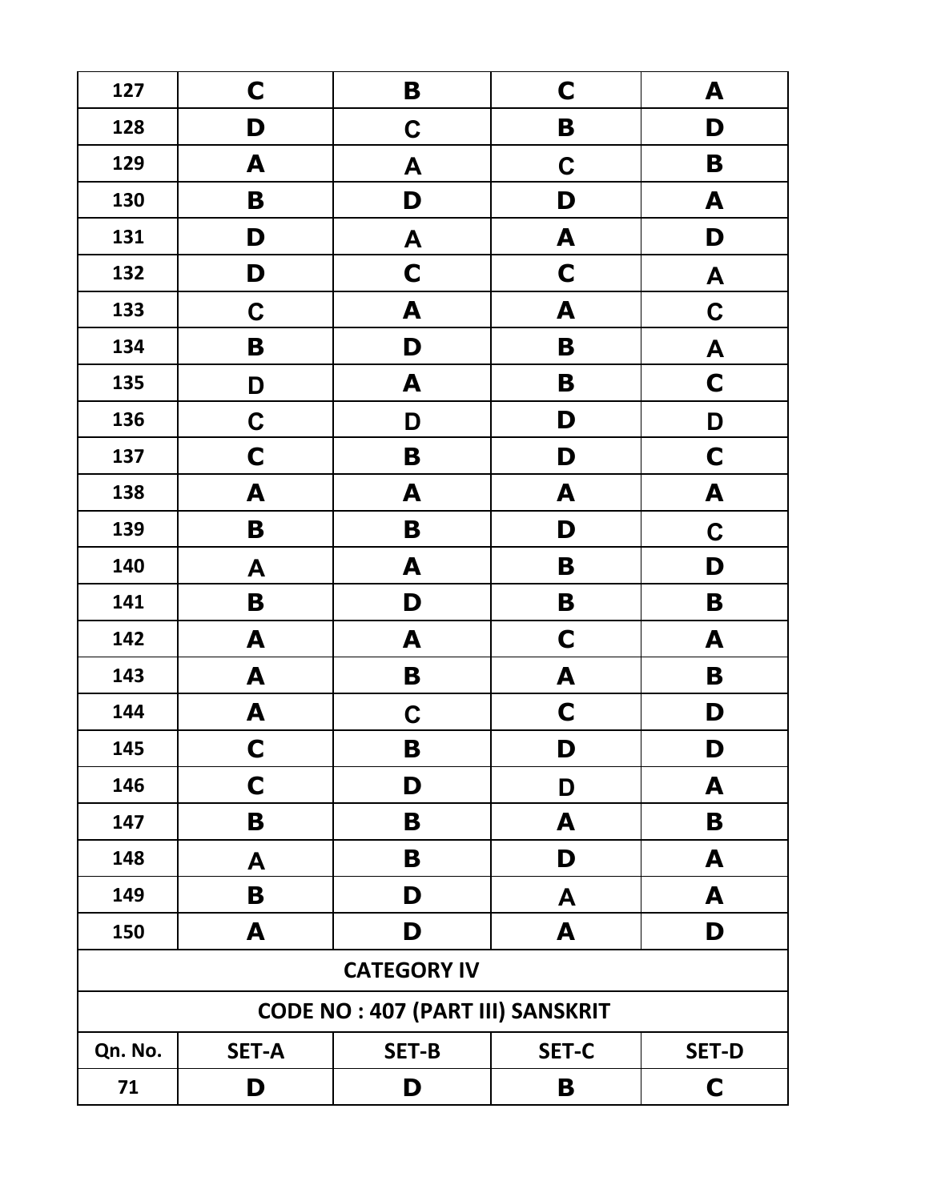| | | | | |
|---|---|---|---|---|
| 127 | C | B | C | A |
| 128 | D | C | B | D |
| 129 | A | A | C | B |
| 130 | B | D | D | A |
| 131 | D | A | A | D |
| 132 | D | C | C | A |
| 133 | C | A | A | C |
| 134 | B | D | B | A |
| 135 | D | A | B | C |
| 136 | C | D | D | D |
| 137 | C | B | D | C |
| 138 | A | A | A | A |
| 139 | B | B | D | C |
| 140 | A | A | B | D |
| 141 | B | D | B | B |
| 142 | A | A | C | A |
| 143 | A | B | A | B |
| 144 | A | C | C | D |
| 145 | C | B | D | D |
| 146 | C | D | D | A |
| 147 | B | B | A | B |
| 148 | A | B | D | A |
| 149 | B | D | A | A |
| 150 | A | D | A | D |

**CATEGORY IV**

**CODE NO : 407 (PART III) SANSKRIT**

| Qn. No. | SET-A | SET-B | SET-C | SET-D |
|---|---|---|---|---|
| 71 | D | D | B | C |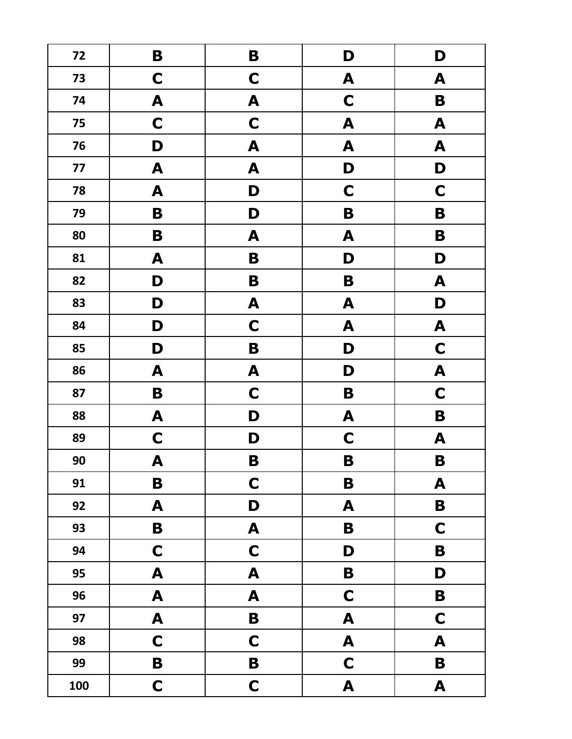| 72 | B | B | D | D |
|---|---|---|---|---|
| 73 | C | C | A | A |
| 74 | A | A | C | B |
| 75 | C | C | A | A |
| 76 | D | A | A | A |
| 77 | A | A | D | D |
| 78 | A | D | C | C |
| 79 | B | D | B | B |
| 80 | B | A | A | B |
| 81 | A | B | D | D |
| 82 | D | B | B | A |
| 83 | D | A | A | D |
| 84 | D | C | A | A |
| 85 | D | B | D | C |
| 86 | A | A | D | A |
| 87 | B | C | B | C |
| 88 | A | D | A | B |
| 89 | C | D | C | A |
| 90 | A | B | B | B |
| 91 | B | C | B | A |
| 92 | A | D | A | B |
| 93 | B | A | B | C |
| 94 | C | C | D | B |
| 95 | A | A | B | D |
| 96 | A | A | C | B |
| 97 | A | B | A | C |
| 98 | C | C | A | A |
| 99 | B | B | C | B |
| 100 | C | C | A | A |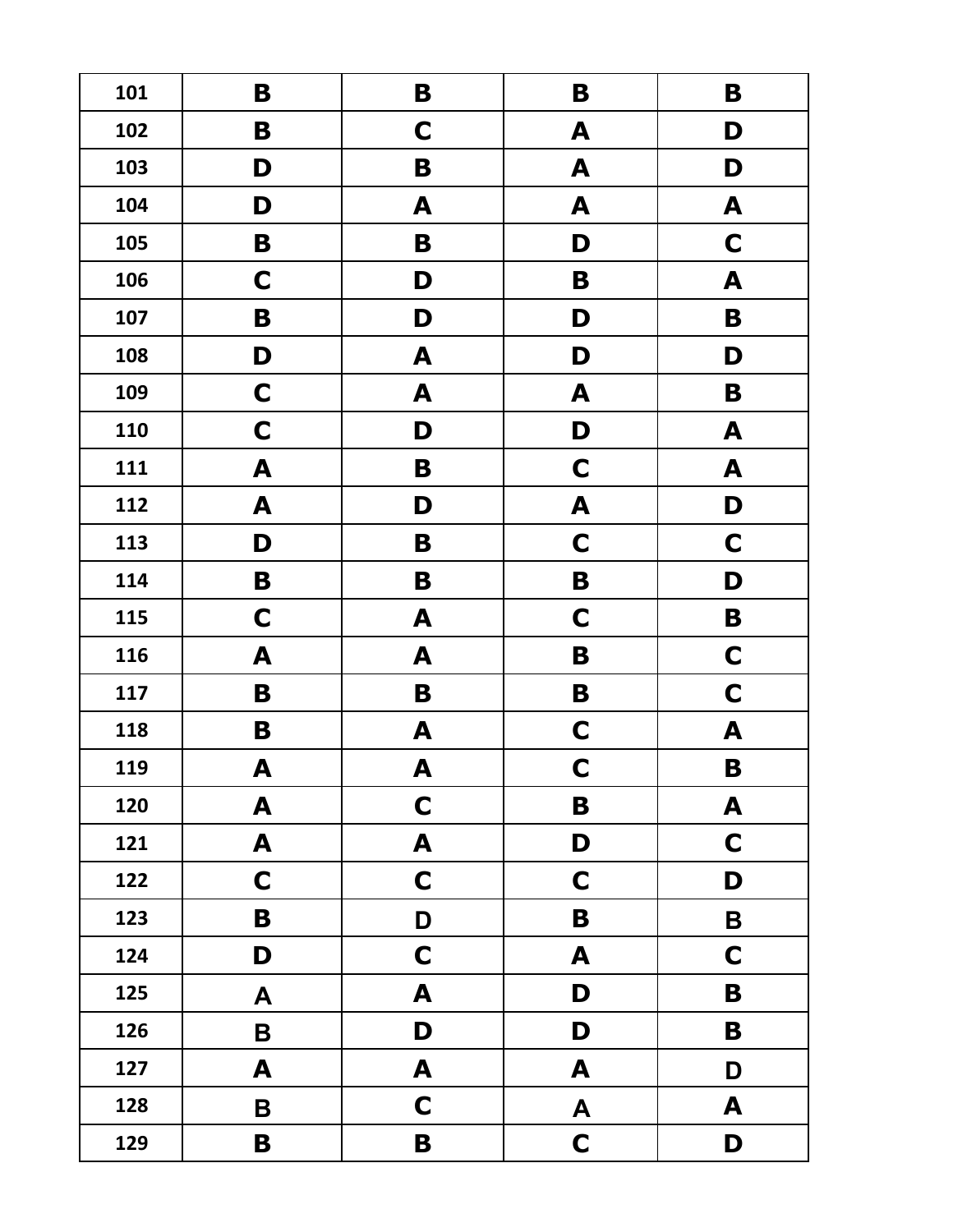| 101 | B | B | B | B |
|---|---|---|---|---|
| 102 | B | C | A | D |
| 103 | D | B | A | D |
| 104 | D | A | A | A |
| 105 | B | B | D | C |
| 106 | C | D | B | A |
| 107 | B | D | D | B |
| 108 | D | A | D | D |
| 109 | C | A | A | B |
| 110 | C | D | D | A |
| 111 | A | B | C | A |
| 112 | A | D | A | D |
| 113 | D | B | C | C |
| 114 | B | B | B | D |
| 115 | C | A | C | B |
| 116 | A | A | B | C |
| 117 | B | B | B | C |
| 118 | B | A | C | A |
| 119 | A | A | C | B |
| 120 | A | C | B | A |
| 121 | A | A | D | C |
| 122 | C | C | C | D |
| 123 | B | D | B | B |
| 124 | D | C | A | C |
| 125 | A | A | D | B |
| 126 | B | D | D | B |
| 127 | A | A | A | D |
| 128 | B | C | A | A |
| 129 | B | B | C | D |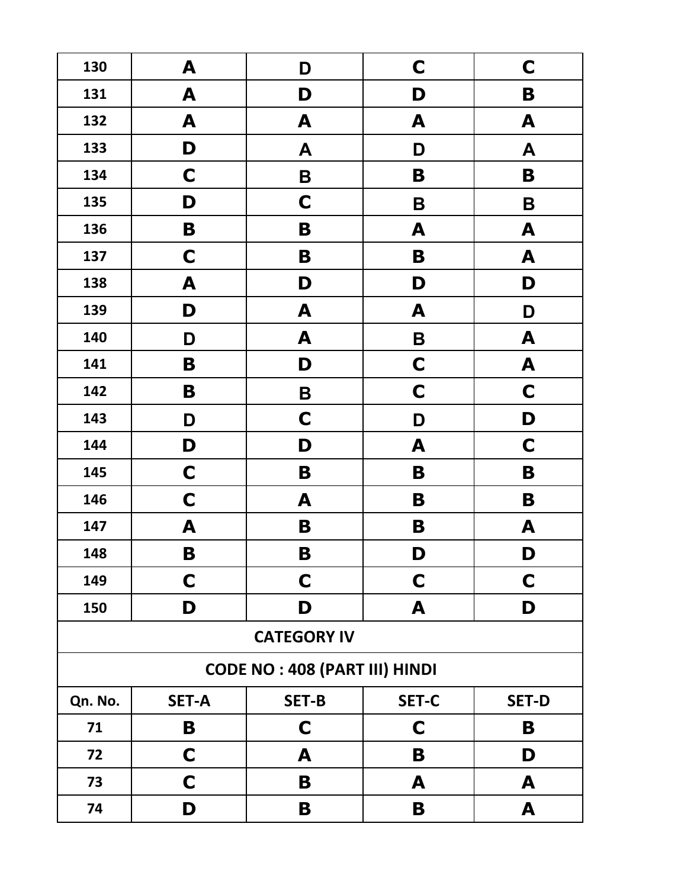| | | | | |
|---|---|---|---|---|
| 130 | A | D | C | C |
| 131 | A | D | D | B |
| 132 | A | A | A | A |
| 133 | D | A | D | A |
| 134 | C | B | B | B |
| 135 | D | C | B | B |
| 136 | B | B | A | A |
| 137 | C | B | B | A |
| 138 | A | D | D | D |
| 139 | D | A | A | D |
| 140 | D | A | B | A |
| 141 | B | D | C | A |
| 142 | B | B | C | C |
| 143 | D | C | D | D |
| 144 | D | D | A | C |
| 145 | C | B | B | B |
| 146 | C | A | B | B |
| 147 | A | B | B | A |
| 148 | B | B | D | D |
| 149 | C | C | C | C |
| 150 | D | D | A | D |

**CATEGORY IV**

**CODE NO : 408 (PART III) HINDI**

| Qn. No. | SET-A | SET-B | SET-C | SET-D |
|---|---|---|---|---|
| 71 | B | C | C | B |
| 72 | C | A | B | D |
| 73 | C | B | A | A |
| 74 | D | B | B | A |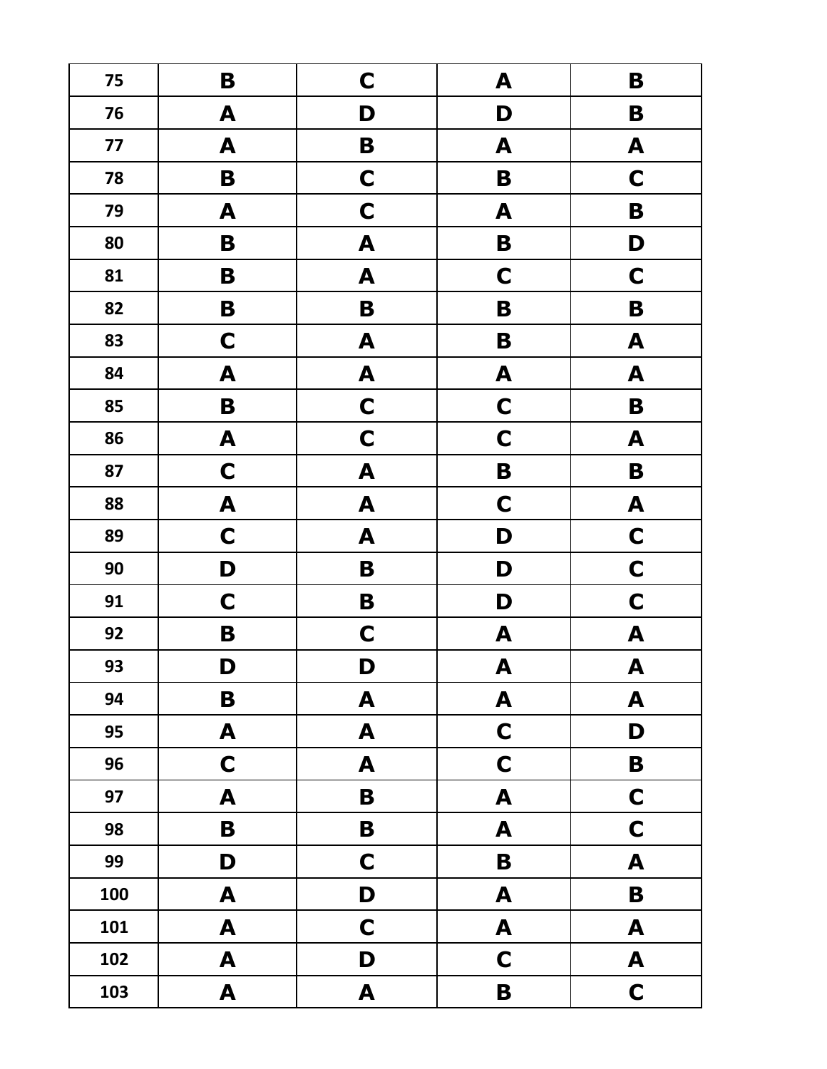| 75 | B | C | A | B |
|---|---|---|---|---|
| 76 | A | D | D | B |
| 77 | A | B | A | A |
| 78 | B | C | B | C |
| 79 | A | C | A | B |
| 80 | B | A | B | D |
| 81 | B | A | C | C |
| 82 | B | B | B | B |
| 83 | C | A | B | A |
| 84 | A | A | A | A |
| 85 | B | C | C | B |
| 86 | A | C | C | A |
| 87 | C | A | B | B |
| 88 | A | A | C | A |
| 89 | C | A | D | C |
| 90 | D | B | D | C |
| 91 | C | B | D | C |
| 92 | B | C | A | A |
| 93 | D | D | A | A |
| 94 | B | A | A | A |
| 95 | A | A | C | D |
| 96 | C | A | C | B |
| 97 | A | B | A | C |
| 98 | B | B | A | C |
| 99 | D | C | B | A |
| 100 | A | D | A | B |
| 101 | A | C | A | A |
| 102 | A | D | C | A |
| 103 | A | A | B | C |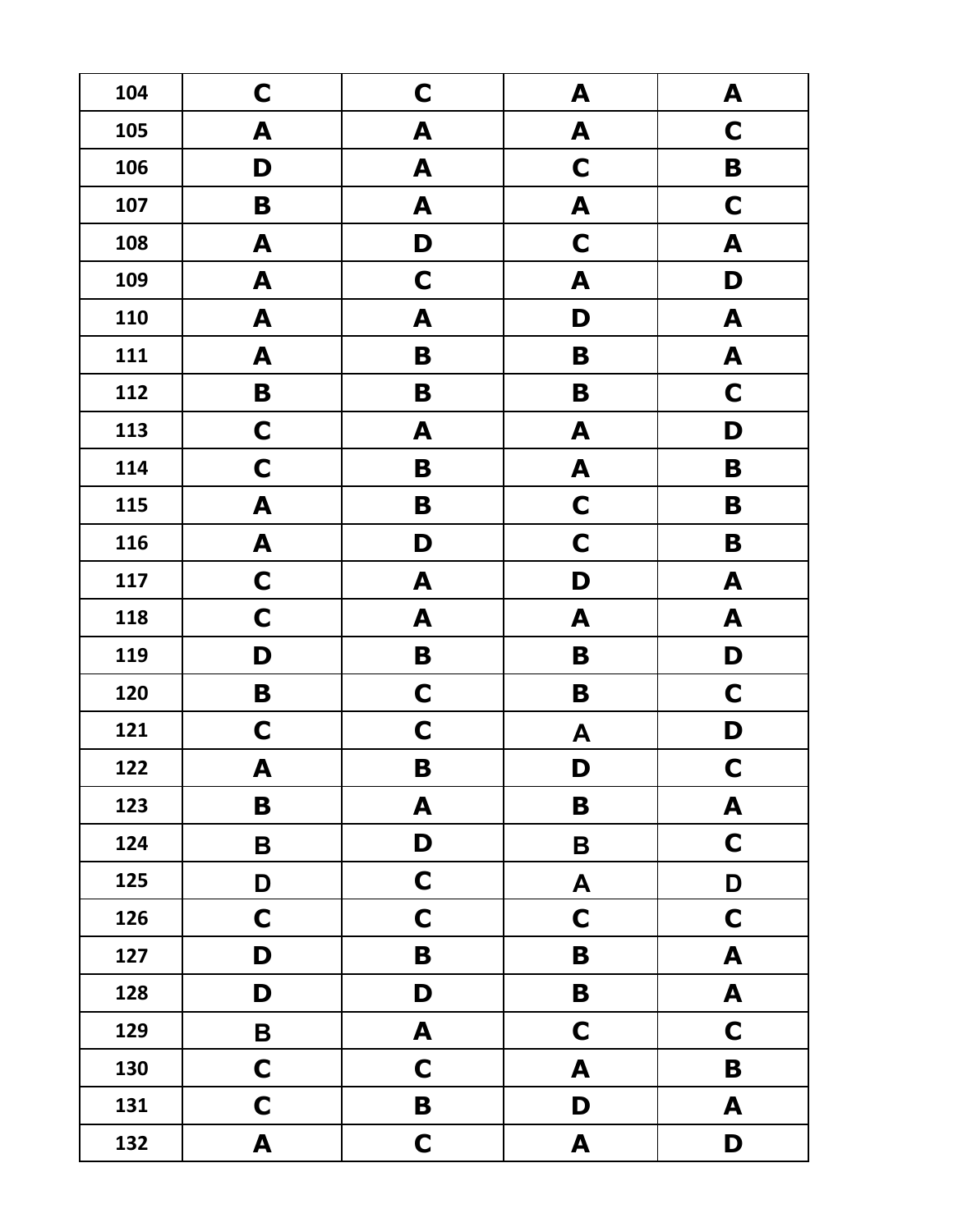| 104 | C | C | A | A |
|---|---|---|---|---|
| 105 | A | A | A | C |
| 106 | D | A | C | B |
| 107 | B | A | A | C |
| 108 | A | D | C | A |
| 109 | A | C | A | D |
| 110 | A | A | D | A |
| 111 | A | B | B | A |
| 112 | B | B | B | C |
| 113 | C | A | A | D |
| 114 | C | B | A | B |
| 115 | A | B | C | B |
| 116 | A | D | C | B |
| 117 | C | A | D | A |
| 118 | C | A | A | A |
| 119 | D | B | B | D |
| 120 | B | C | B | C |
| 121 | C | C | A | D |
| 122 | A | B | D | C |
| 123 | B | A | B | A |
| 124 | B | D | B | C |
| 125 | D | C | A | D |
| 126 | C | C | C | C |
| 127 | D | B | B | A |
| 128 | D | D | B | A |
| 129 | B | A | C | C |
| 130 | C | C | A | B |
| 131 | C | B | D | A |
| 132 | A | C | A | D |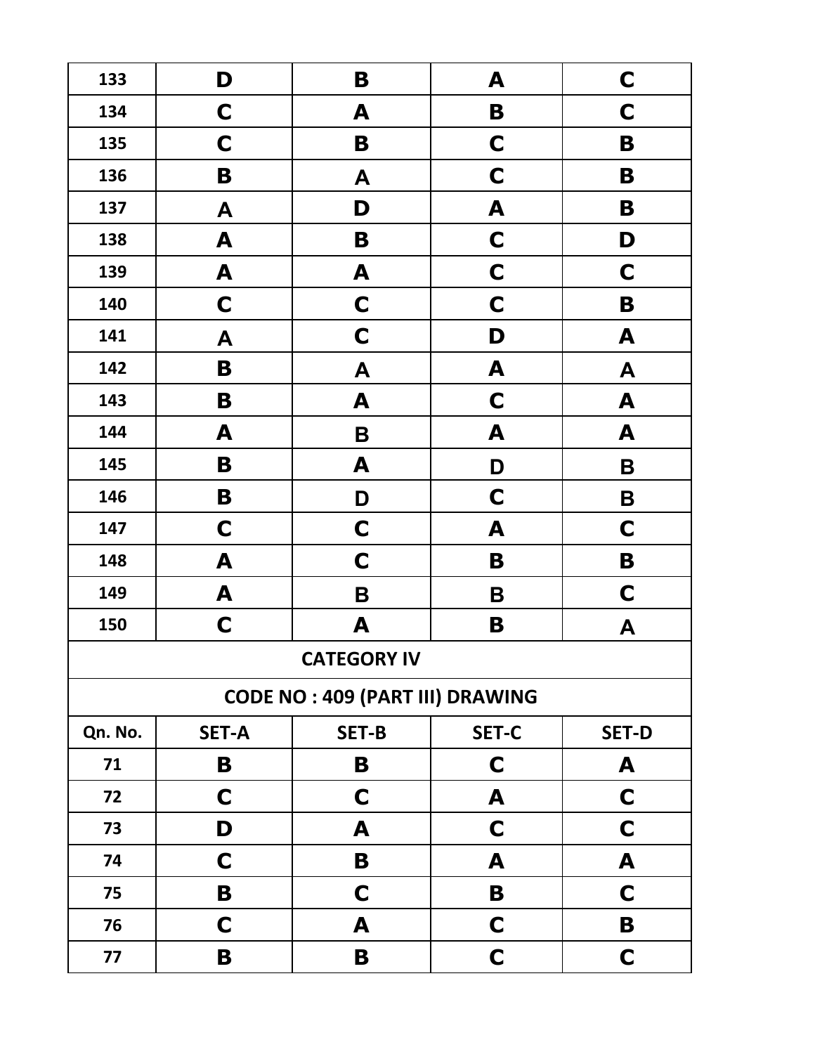| | | | | |
|---|---|---|---|---|
| 133 | D | B | A | C |
| 134 | C | A | B | C |
| 135 | C | B | C | B |
| 136 | B | A | C | B |
| 137 | A | D | A | B |
| 138 | A | B | C | D |
| 139 | A | A | C | C |
| 140 | C | C | C | B |
| 141 | A | C | D | A |
| 142 | B | A | A | A |
| 143 | B | A | C | A |
| 144 | A | B | A | A |
| 145 | B | A | D | B |
| 146 | B | D | C | B |
| 147 | C | C | A | C |
| 148 | A | C | B | B |
| 149 | A | B | B | C |
| 150 | C | A | B | A |

**CATEGORY IV**

**CODE NO : 409 (PART III) DRAWING**

| Qn. No. | SET-A | SET-B | SET-C | SET-D |
|---|---|---|---|---|
| 71 | B | B | C | A |
| 72 | C | C | A | C |
| 73 | D | A | C | C |
| 74 | C | B | A | A |
| 75 | B | C | B | C |
| 76 | C | A | C | B |
| 77 | B | B | C | C |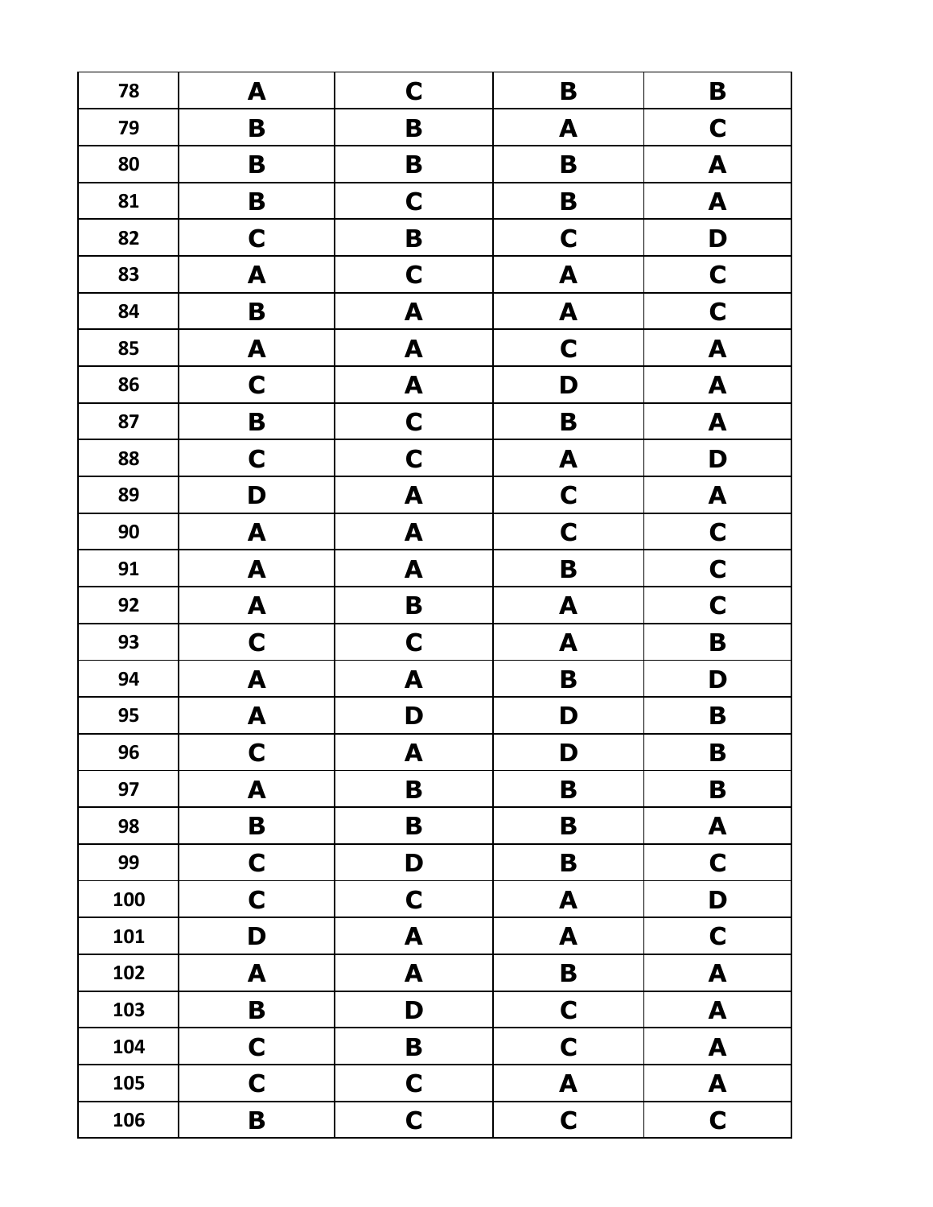| 78 | A | C | B | B |
|---|---|---|---|---|
| 79 | B | B | A | C |
| 80 | B | B | B | A |
| 81 | B | C | B | A |
| 82 | C | B | C | D |
| 83 | A | C | A | C |
| 84 | B | A | A | C |
| 85 | A | A | C | A |
| 86 | C | A | D | A |
| 87 | B | C | B | A |
| 88 | C | C | A | D |
| 89 | D | A | C | A |
| 90 | A | A | C | C |
| 91 | A | A | B | C |
| 92 | A | B | A | C |
| 93 | C | C | A | B |
| 94 | A | A | B | D |
| 95 | A | D | D | B |
| 96 | C | A | D | B |
| 97 | A | B | B | B |
| 98 | B | B | B | A |
| 99 | C | D | B | C |
| 100 | C | C | A | D |
| 101 | D | A | A | C |
| 102 | A | A | B | A |
| 103 | B | D | C | A |
| 104 | C | B | C | A |
| 105 | C | C | A | A |
| 106 | B | C | C | C |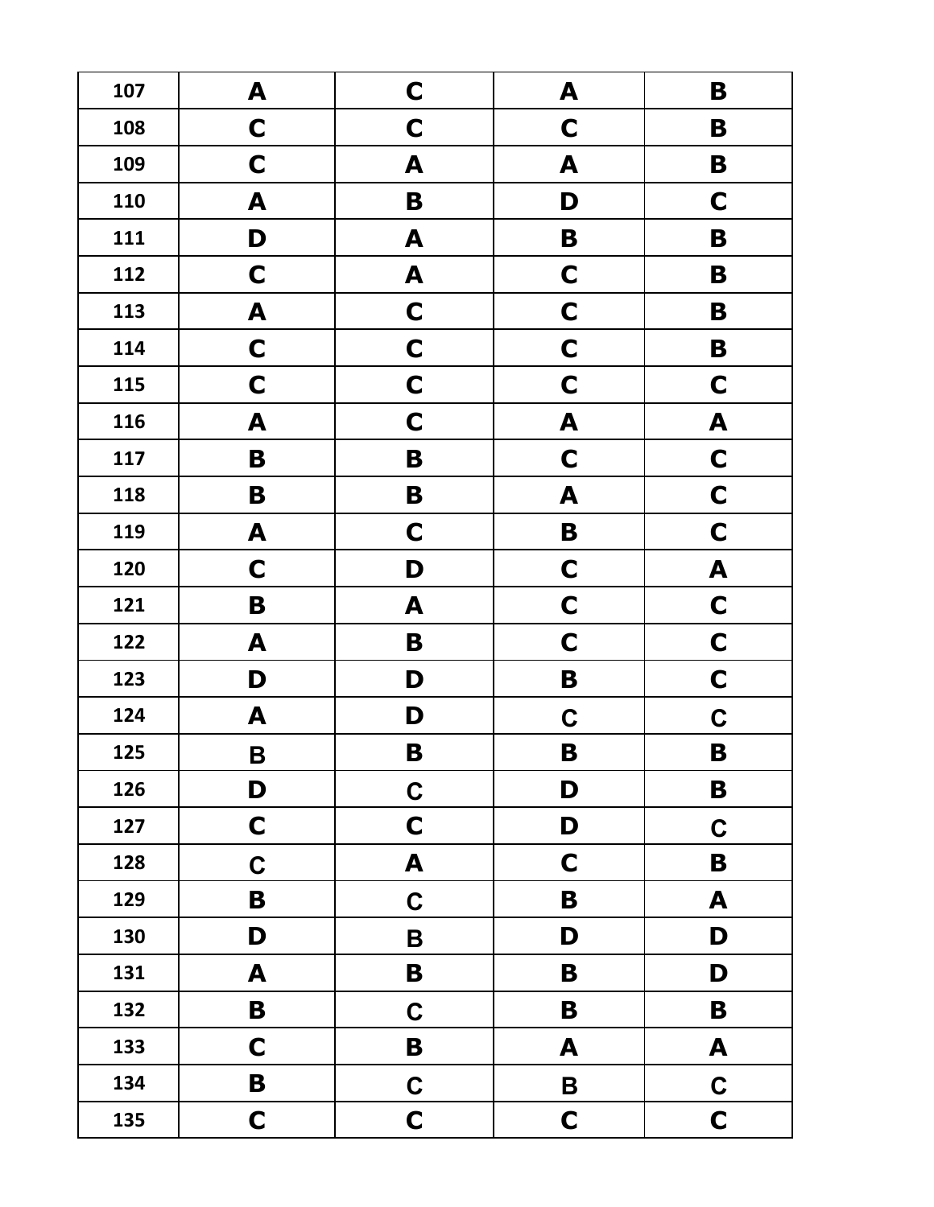| 107 | A | C | A | B |
|---|---|---|---|---|
| 108 | C | C | C | B |
| 109 | C | A | A | B |
| 110 | A | B | D | C |
| 111 | D | A | B | B |
| 112 | C | A | C | B |
| 113 | A | C | C | B |
| 114 | C | C | C | B |
| 115 | C | C | C | C |
| 116 | A | C | A | A |
| 117 | B | B | C | C |
| 118 | B | B | A | C |
| 119 | A | C | B | C |
| 120 | C | D | C | A |
| 121 | B | A | C | C |
| 122 | A | B | C | C |
| 123 | D | D | B | C |
| 124 | A | D | C | C |
| 125 | B | B | B | B |
| 126 | D | C | D | B |
| 127 | C | C | D | C |
| 128 | C | A | C | B |
| 129 | B | C | B | A |
| 130 | D | B | D | D |
| 131 | A | B | B | D |
| 132 | B | C | B | B |
| 133 | C | B | A | A |
| 134 | B | C | B | C |
| 135 | C | C | C | C |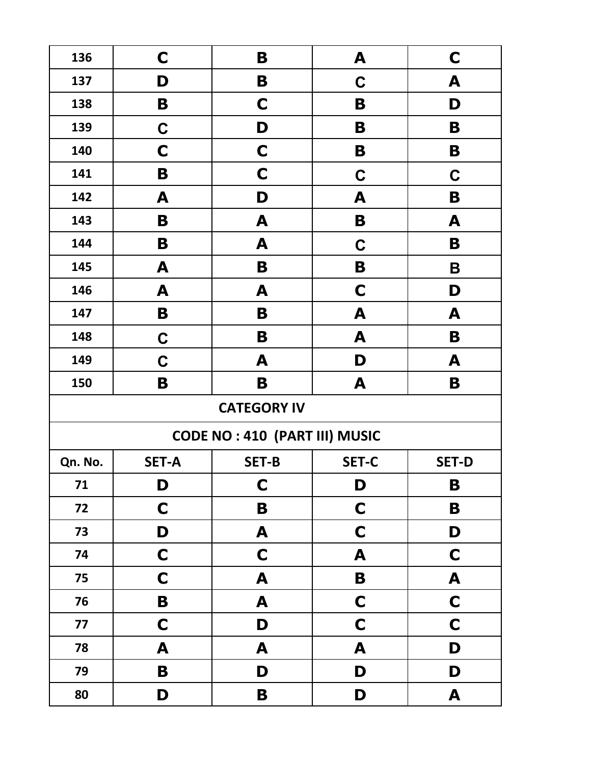| 136 | C | B | A | C |
|---|---|---|---|---|
| 137 | D | B | C | A |
| 138 | B | C | B | D |
| 139 | C | D | B | B |
| 140 | C | C | B | B |
| 141 | B | C | C | C |
| 142 | A | D | A | B |
| 143 | B | A | B | A |
| 144 | B | A | C | B |
| 145 | A | B | B | B |
| 146 | A | A | C | D |
| 147 | B | B | A | A |
| 148 | C | B | A | B |
| 149 | C | A | D | A |
| 150 | B | B | A | B |

**CATEGORY IV**

**CODE NO : 410 (PART III) MUSIC**

| Qn. No. | SET-A | SET-B | SET-C | SET-D |
|---|---|---|---|---|
| 71 | D | C | D | B |
| 72 | C | B | C | B |
| 73 | D | A | C | D |
| 74 | C | C | A | C |
| 75 | C | A | B | A |
| 76 | B | A | C | C |
| 77 | C | D | C | C |
| 78 | A | A | A | D |
| 79 | B | D | D | D |
| 80 | D | B | D | A |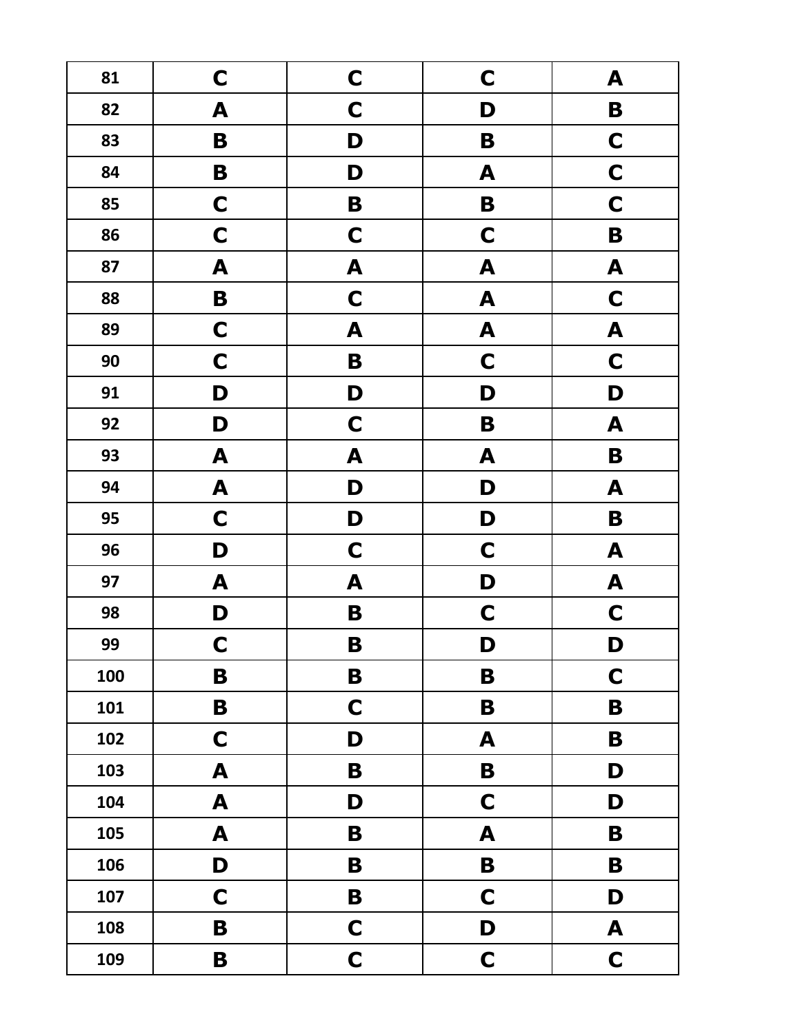| 81 | C | C | C | A |
|---|---|---|---|---|
| 82 | A | C | D | B |
| 83 | B | D | B | C |
| 84 | B | D | A | C |
| 85 | C | B | B | C |
| 86 | C | C | C | B |
| 87 | A | A | A | A |
| 88 | B | C | A | C |
| 89 | C | A | A | A |
| 90 | C | B | C | C |
| 91 | D | D | D | D |
| 92 | D | C | B | A |
| 93 | A | A | A | B |
| 94 | A | D | D | A |
| 95 | C | D | D | B |
| 96 | D | C | C | A |
| 97 | A | A | D | A |
| 98 | D | B | C | C |
| 99 | C | B | D | D |
| 100 | B | B | B | C |
| 101 | B | C | B | B |
| 102 | C | D | A | B |
| 103 | A | B | B | D |
| 104 | A | D | C | D |
| 105 | A | B | A | B |
| 106 | D | B | B | B |
| 107 | C | B | C | D |
| 108 | B | C | D | A |
| 109 | B | C | C | C |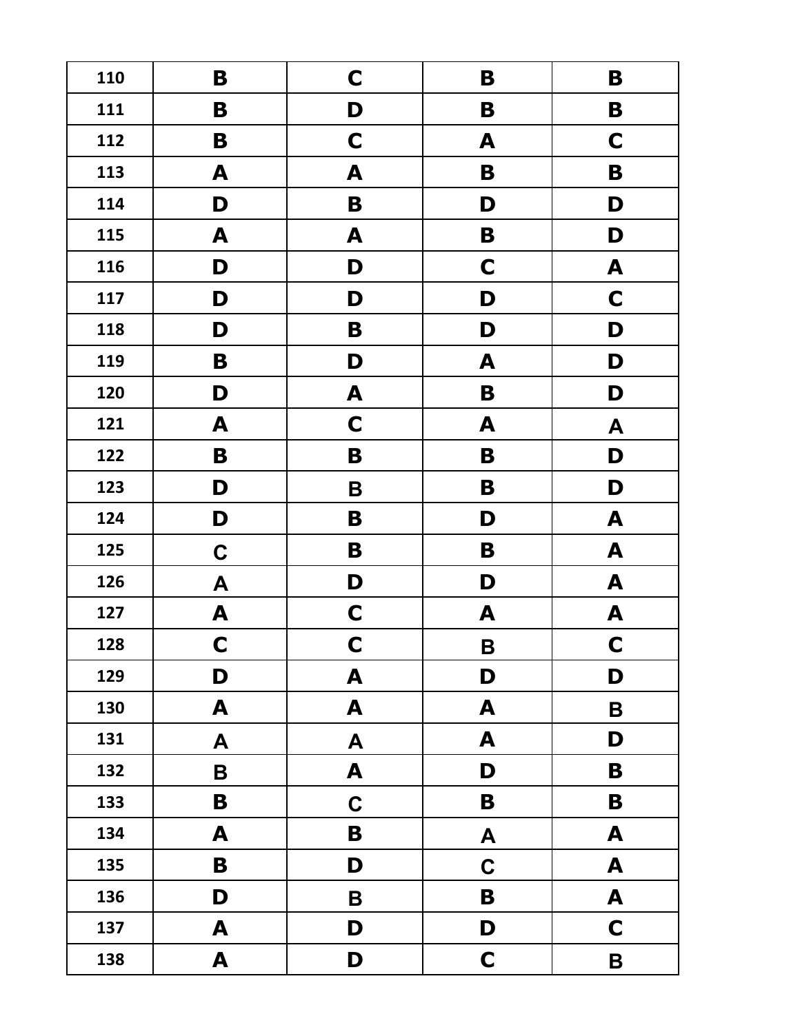| 110 | B | C | B | B |
|---|---|---|---|---|
| 111 | B | D | B | B |
| 112 | B | C | A | C |
| 113 | A | A | B | B |
| 114 | D | B | D | D |
| 115 | A | A | B | D |
| 116 | D | D | C | A |
| 117 | D | D | D | C |
| 118 | D | B | D | D |
| 119 | B | D | A | D |
| 120 | D | A | B | D |
| 121 | A | C | A | A |
| 122 | B | B | B | D |
| 123 | D | B | B | D |
| 124 | D | B | D | A |
| 125 | C | B | B | A |
| 126 | A | D | D | A |
| 127 | A | C | A | A |
| 128 | C | C | B | C |
| 129 | D | A | D | D |
| 130 | A | A | A | B |
| 131 | A | A | A | D |
| 132 | B | A | D | B |
| 133 | B | C | B | B |
| 134 | A | B | A | A |
| 135 | B | D | C | A |
| 136 | D | B | B | A |
| 137 | A | D | D | C |
| 138 | A | D | C | B |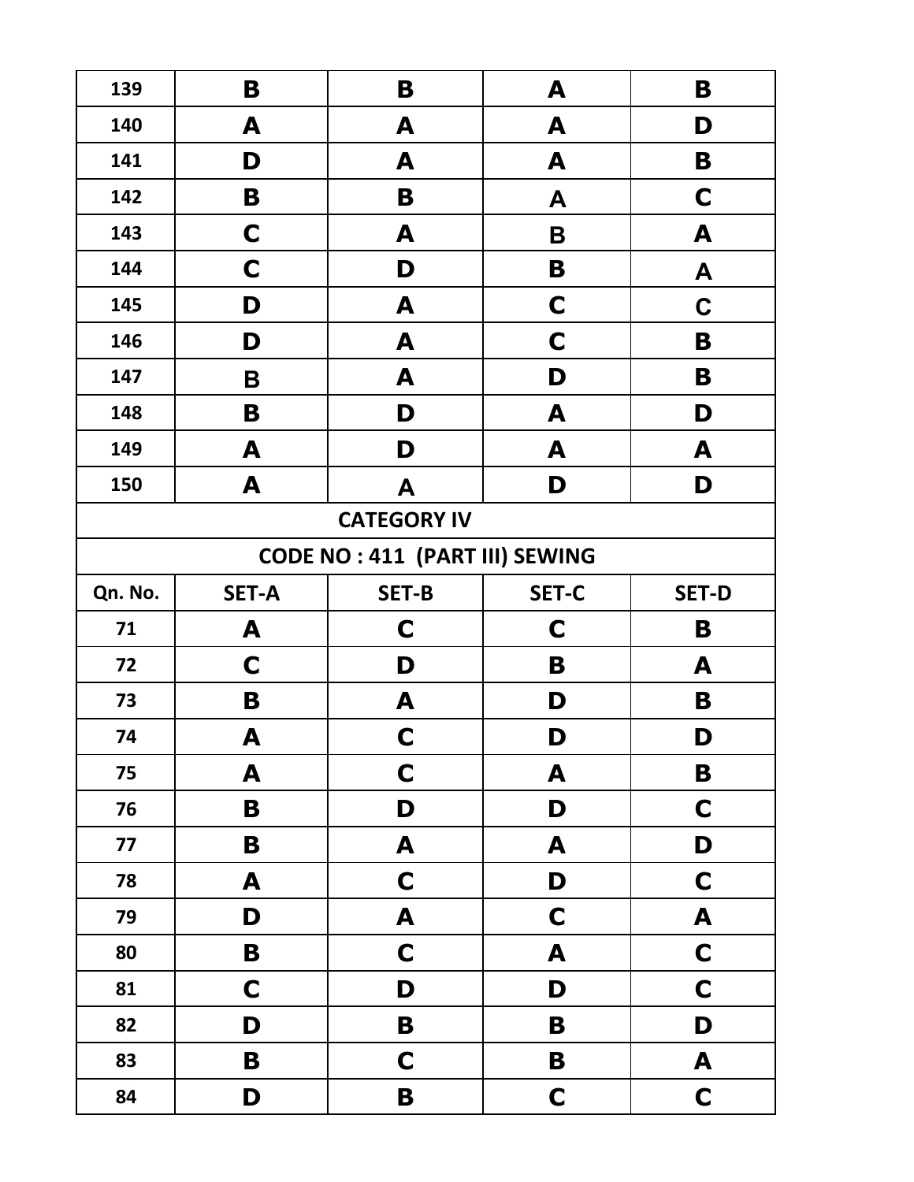| | | | | |
|---|---|---|---|---|
| 139 | B | B | A | B |
| 140 | A | A | A | D |
| 141 | D | A | A | B |
| 142 | B | B | A | C |
| 143 | C | A | B | A |
| 144 | C | D | B | A |
| 145 | D | A | C | C |
| 146 | D | A | C | B |
| 147 | B | A | D | B |
| 148 | B | D | A | D |
| 149 | A | D | A | A |
| 150 | A | A | D | D |

**CATEGORY IV**

**CODE NO : 411 (PART III) SEWING**

| Qn. No. | SET-A | SET-B | SET-C | SET-D |
|---|---|---|---|---|
| 71 | A | C | C | B |
| 72 | C | D | B | A |
| 73 | B | A | D | B |
| 74 | A | C | D | D |
| 75 | A | C | A | B |
| 76 | B | D | D | C |
| 77 | B | A | A | D |
| 78 | A | C | D | C |
| 79 | D | A | C | A |
| 80 | B | C | A | C |
| 81 | C | D | D | C |
| 82 | D | B | B | D |
| 83 | B | C | B | A |
| 84 | D | B | C | C |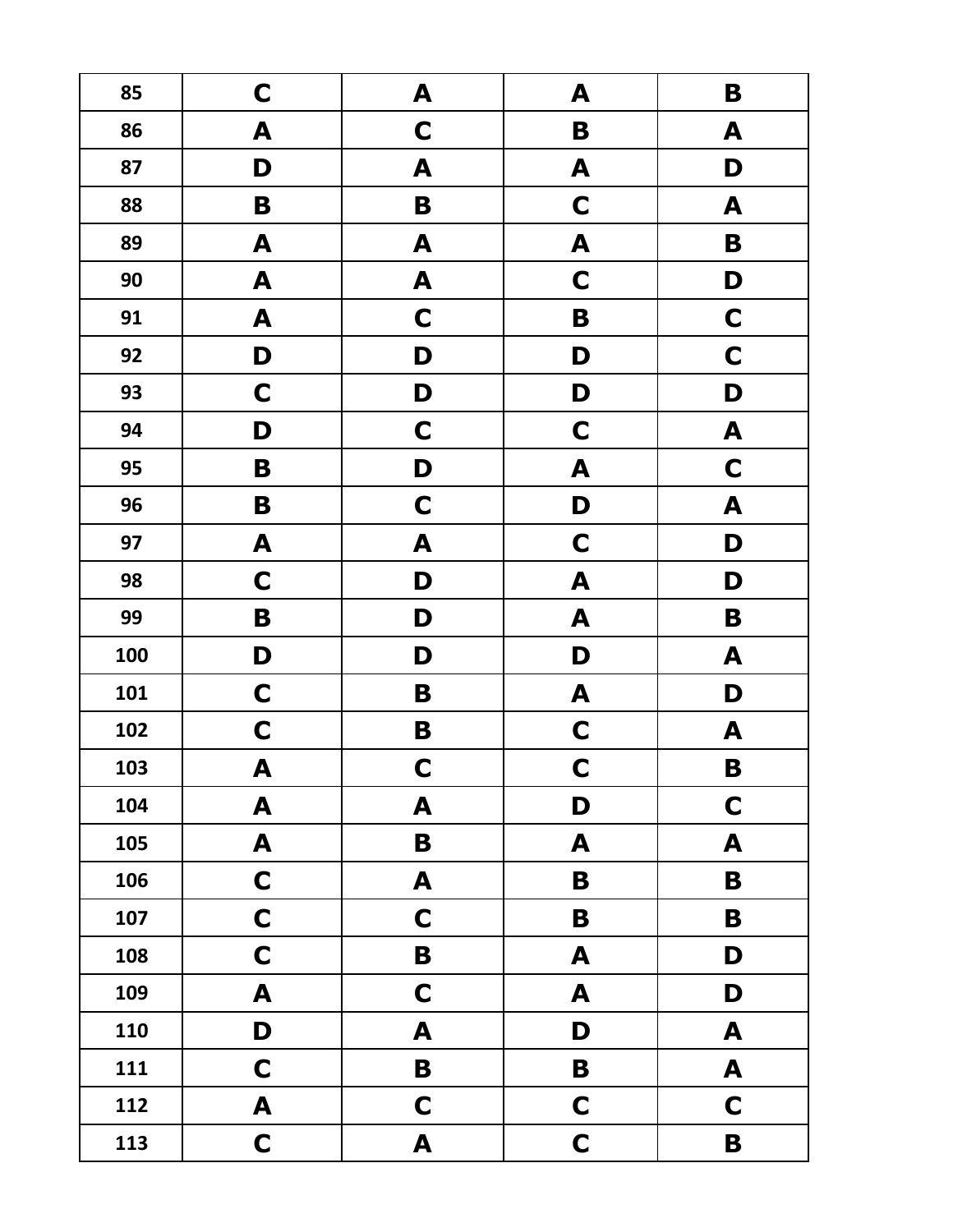| 85 | C | A | A | B |
|---|---|---|---|---|
| 86 | A | C | B | A |
| 87 | D | A | A | D |
| 88 | B | B | C | A |
| 89 | A | A | A | B |
| 90 | A | A | C | D |
| 91 | A | C | B | C |
| 92 | D | D | D | C |
| 93 | C | D | D | D |
| 94 | D | C | C | A |
| 95 | B | D | A | C |
| 96 | B | C | D | A |
| 97 | A | A | C | D |
| 98 | C | D | A | D |
| 99 | B | D | A | B |
| 100 | D | D | D | A |
| 101 | C | B | A | D |
| 102 | C | B | C | A |
| 103 | A | C | C | B |
| 104 | A | A | D | C |
| 105 | A | B | A | A |
| 106 | C | A | B | B |
| 107 | C | C | B | B |
| 108 | C | B | A | D |
| 109 | A | C | A | D |
| 110 | D | A | D | A |
| 111 | C | B | B | A |
| 112 | A | C | C | C |
| 113 | C | A | C | B |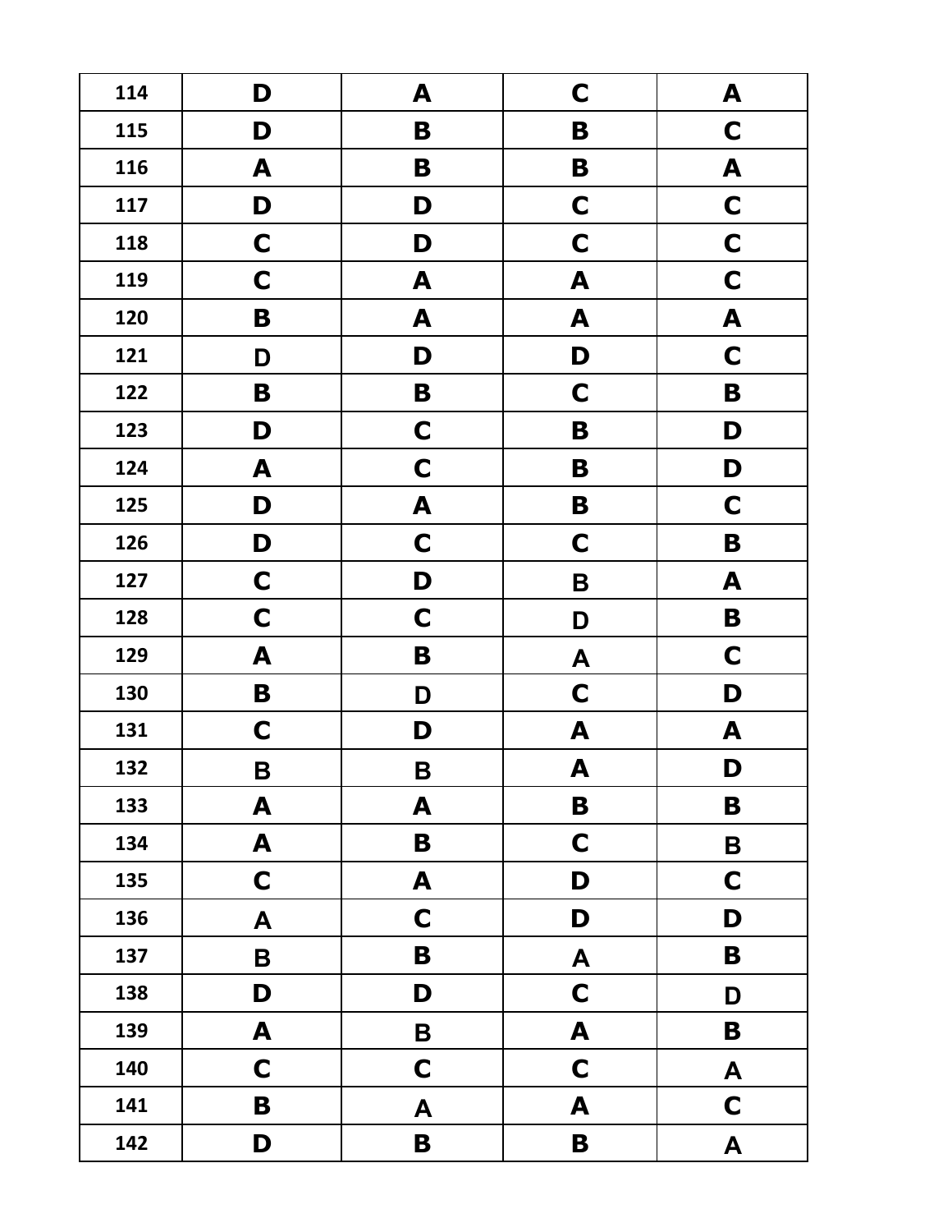| 114 | D | A | C | A |
|---|---|---|---|---|
| 115 | D | B | B | C |
| 116 | A | B | B | A |
| 117 | D | D | C | C |
| 118 | C | D | C | C |
| 119 | C | A | A | C |
| 120 | B | A | A | A |
| 121 | D | D | D | C |
| 122 | B | B | C | B |
| 123 | D | C | B | D |
| 124 | A | C | B | D |
| 125 | D | A | B | C |
| 126 | D | C | C | B |
| 127 | C | D | B | A |
| 128 | C | C | D | B |
| 129 | A | B | A | C |
| 130 | B | D | C | D |
| 131 | C | D | A | A |
| 132 | B | B | A | D |
| 133 | A | A | B | B |
| 134 | A | B | C | B |
| 135 | C | A | D | C |
| 136 | A | C | D | D |
| 137 | B | B | A | B |
| 138 | D | D | C | D |
| 139 | A | B | A | B |
| 140 | C | C | C | A |
| 141 | B | A | A | C |
| 142 | D | B | B | A |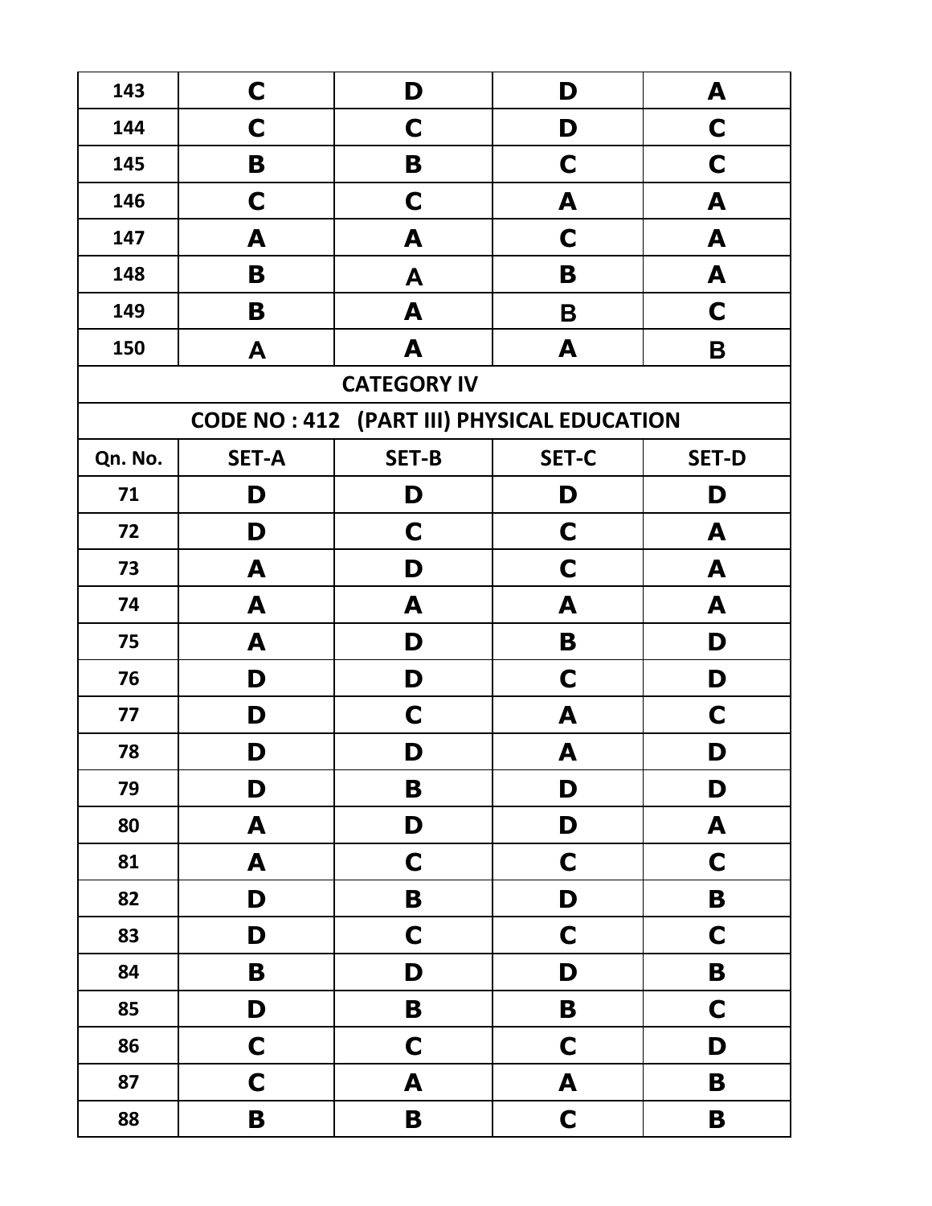| | | | | |
|---|---|---|---|---|
| 143 | C | D | D | A |
| 144 | C | C | D | C |
| 145 | B | B | C | C |
| 146 | C | C | A | A |
| 147 | A | A | C | A |
| 148 | B | A | B | A |
| 149 | B | A | B | C |
| 150 | A | A | A | B |

**CATEGORY IV**

**CODE NO : 412 (PART III) PHYSICAL EDUCATION**

| Qn. No. | SET-A | SET-B | SET-C | SET-D |
|---|---|---|---|---|
| 71 | D | D | D | D |
| 72 | D | C | C | A |
| 73 | A | D | C | A |
| 74 | A | A | A | A |
| 75 | A | D | B | D |
| 76 | D | D | C | D |
| 77 | D | C | A | C |
| 78 | D | D | A | D |
| 79 | D | B | D | D |
| 80 | A | D | D | A |
| 81 | A | C | C | C |
| 82 | D | B | D | B |
| 83 | D | C | C | C |
| 84 | B | D | D | B |
| 85 | D | B | B | C |
| 86 | C | C | C | D |
| 87 | C | A | A | B |
| 88 | B | B | C | B |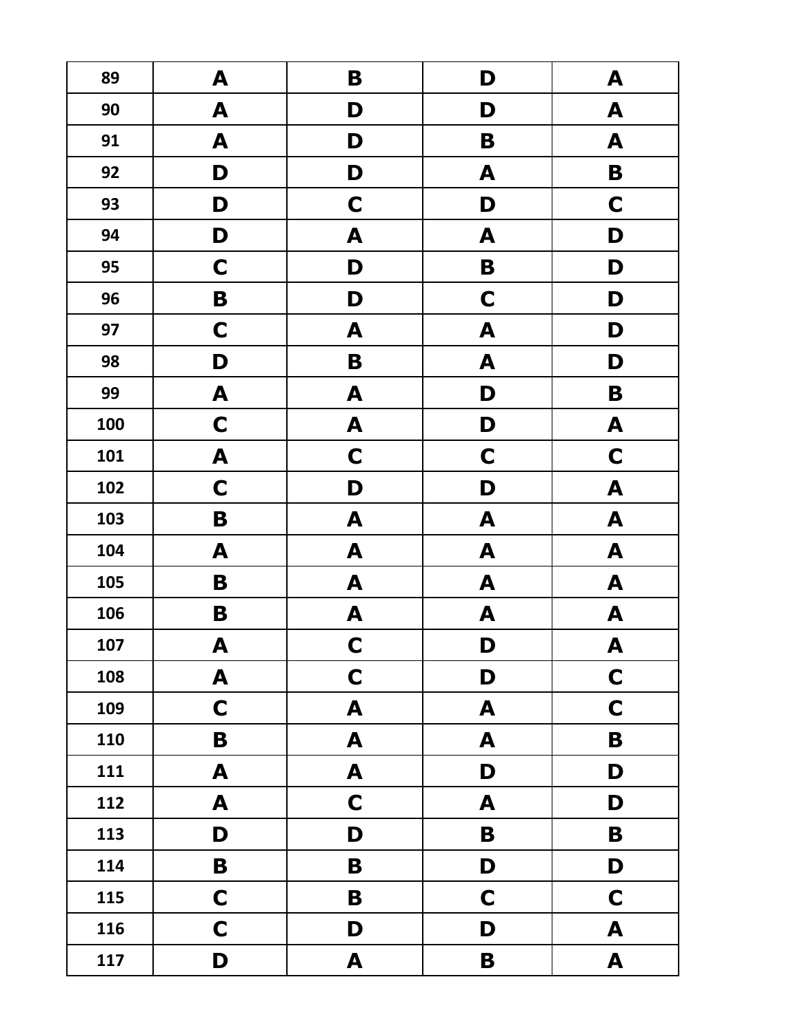| 89 | A | B | D | A |
|---|---|---|---|---|
| 90 | A | D | D | A |
| 91 | A | D | B | A |
| 92 | D | D | A | B |
| 93 | D | C | D | C |
| 94 | D | A | A | D |
| 95 | C | D | B | D |
| 96 | B | D | C | D |
| 97 | C | A | A | D |
| 98 | D | B | A | D |
| 99 | A | A | D | B |
| 100 | C | A | D | A |
| 101 | A | C | C | C |
| 102 | C | D | D | A |
| 103 | B | A | A | A |
| 104 | A | A | A | A |
| 105 | B | A | A | A |
| 106 | B | A | A | A |
| 107 | A | C | D | A |
| 108 | A | C | D | C |
| 109 | C | A | A | C |
| 110 | B | A | A | B |
| 111 | A | A | D | D |
| 112 | A | C | A | D |
| 113 | D | D | B | B |
| 114 | B | B | D | D |
| 115 | C | B | C | C |
| 116 | C | D | D | A |
| 117 | D | A | B | A |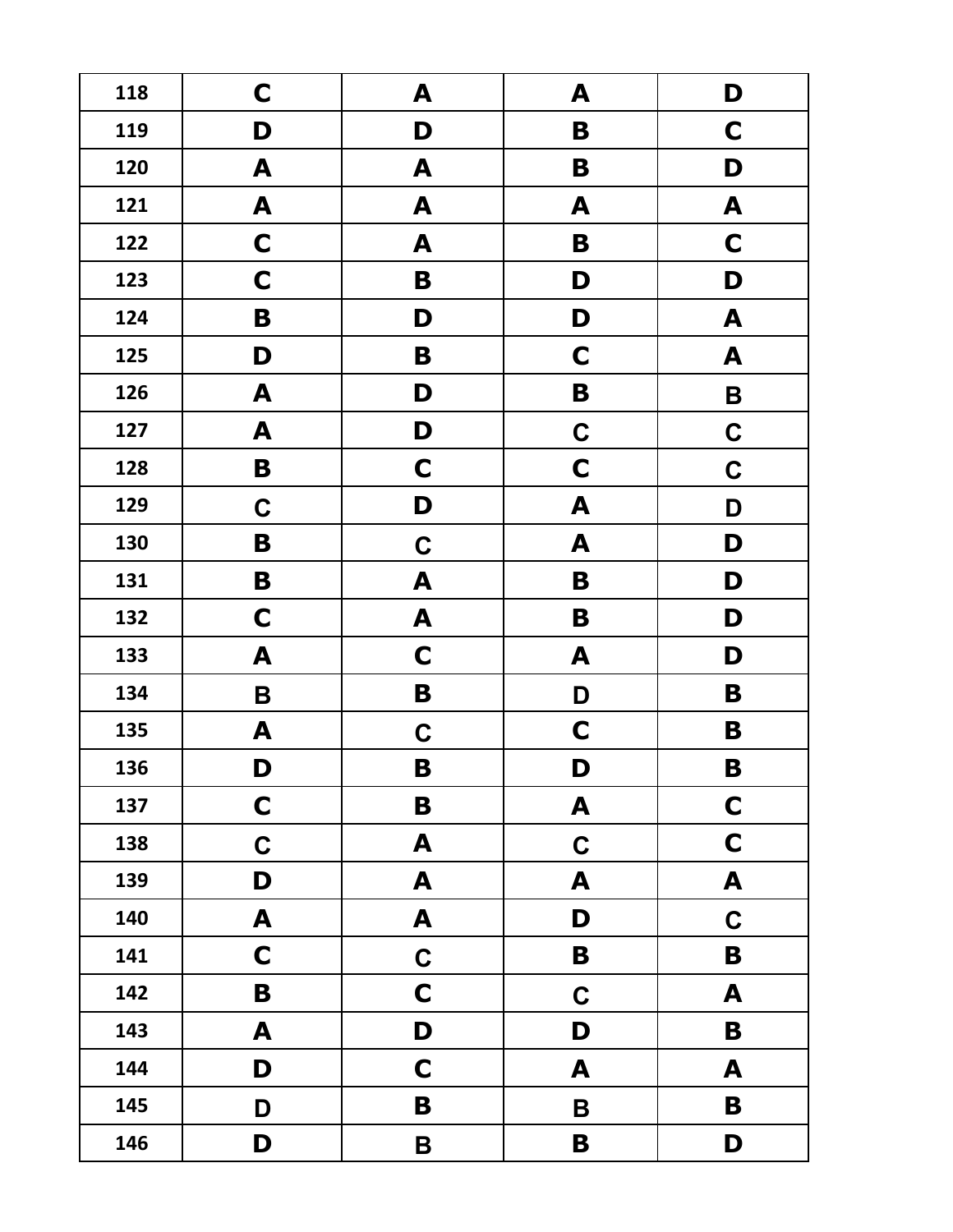| 118 | C | A | A | D |
|---|---|---|---|---|
| 119 | D | D | B | C |
| 120 | A | A | B | D |
| 121 | A | A | A | A |
| 122 | C | A | B | C |
| 123 | C | B | D | D |
| 124 | B | D | D | A |
| 125 | D | B | C | A |
| 126 | A | D | B | B |
| 127 | A | D | C | C |
| 128 | B | C | C | C |
| 129 | C | D | A | D |
| 130 | B | C | A | D |
| 131 | B | A | B | D |
| 132 | C | A | B | D |
| 133 | A | C | A | D |
| 134 | B | B | D | B |
| 135 | A | C | C | B |
| 136 | D | B | D | B |
| 137 | C | B | A | C |
| 138 | C | A | C | C |
| 139 | D | A | A | A |
| 140 | A | A | D | C |
| 141 | C | C | B | B |
| 142 | B | C | C | A |
| 143 | A | D | D | B |
| 144 | D | C | A | A |
| 145 | D | B | B | B |
| 146 | D | B | B | D |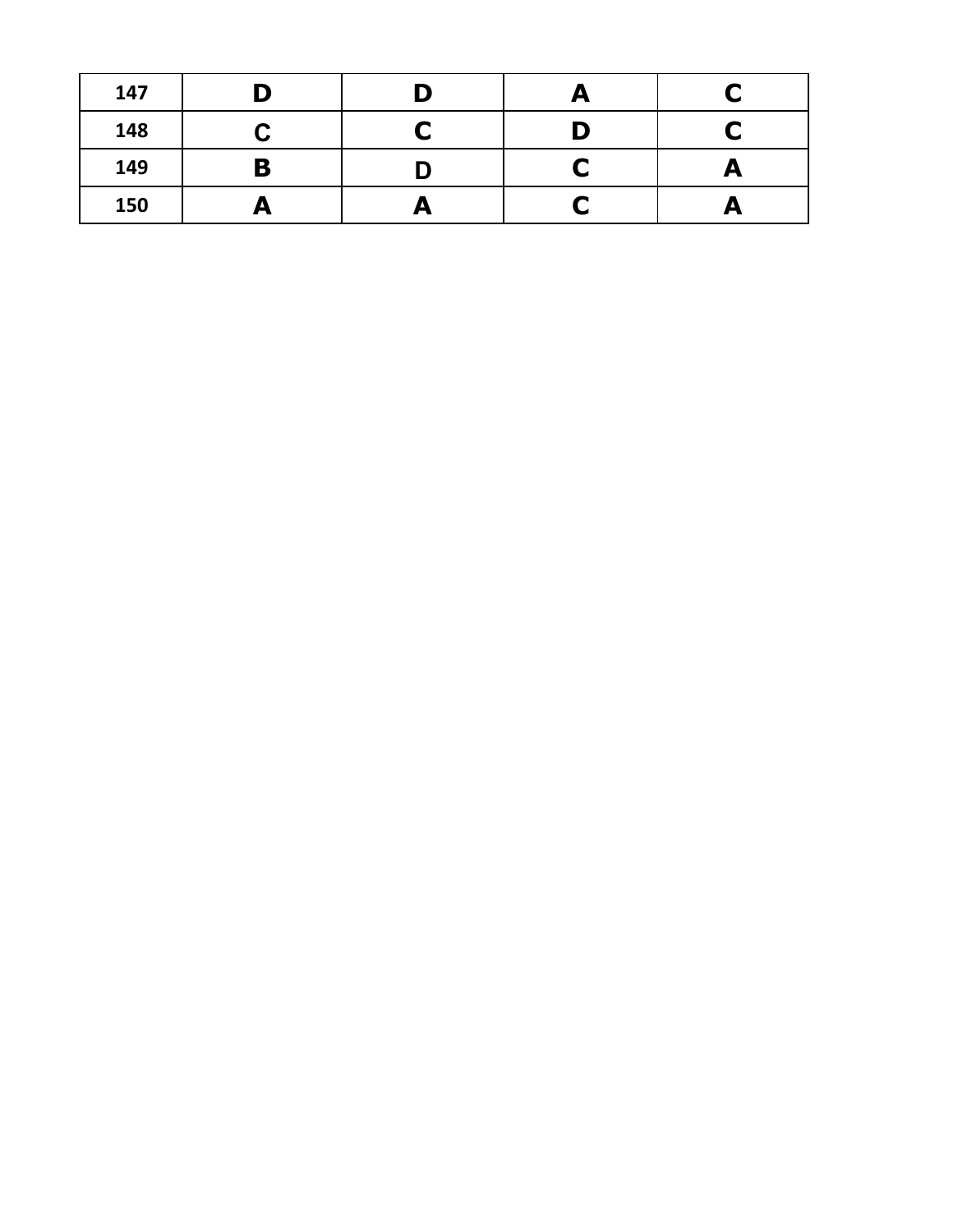| | | | | |
|---|---|---|---|---|
| 147 | D | D | A | C |
| 148 | C | C | D | C |
| 149 | B | D | C | A |
| 150 | A | A | C | A |